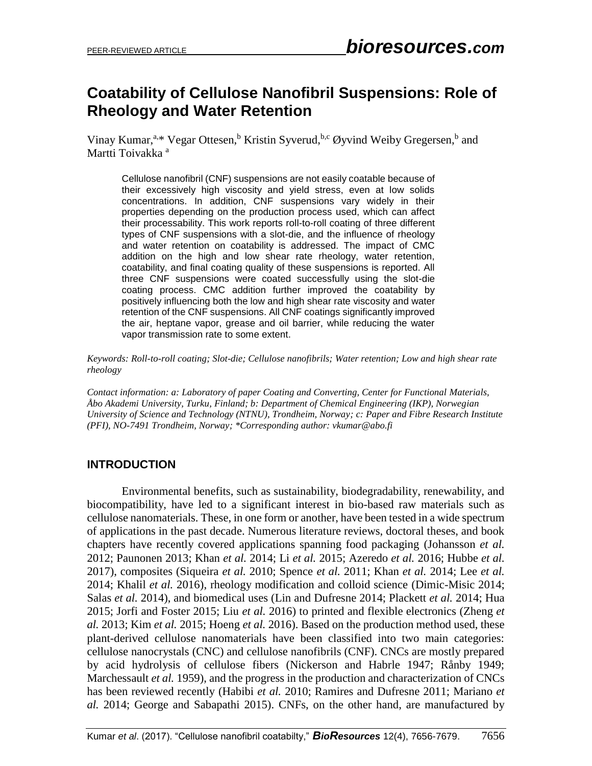# Coatability of Cellulose Nanofibril Suspensions: Role of Rheology and Water Retention

Vinay Kumar,[a,]* Vegar Ottesen,[b] Kristin Syverud,[b,c] Øyvind Weiby Gregersen,[b] and Martti Toivakka [a]

Cellulose nanofibril (CNF) suspensions are not easily coatable because of their excessively high viscosity and yield stress, even at low solids concentrations. In addition, CNF suspensions vary widely in their properties depending on the production process used, which can affect their processability. This work reports roll-to-roll coating of three different types of CNF suspensions with a slot-die, and the influence of rheology and water retention on coatability is addressed. The impact of CMC addition on the high and low shear rate rheology, water retention, coatability, and final coating quality of these suspensions is reported. All three CNF suspensions were coated successfully using the slot-die coating process. CMC addition further improved the coatability by positively influencing both the low and high shear rate viscosity and water retention of the CNF suspensions. All CNF coatings significantly improved the air, heptane vapor, grease and oil barrier, while reducing the water vapor transmission rate to some extent.

*Keywords: Roll-to-roll coating; Slot-die; Cellulose nanofibrils; Water retention; Low and high shear rate rheology*

*Contact information: a: Laboratory of paper Coating and Converting, Center for Functional Materials, Åbo Akademi University, Turku, Finland; b: Department of Chemical Engineering (IKP), Norwegian University of Science and Technology (NTNU), Trondheim, Norway; c: Paper and Fibre Research Institute (PFI), NO-7491 Trondheim, Norway; *Corresponding author: vkumar@abo.fi*

## INTRODUCTION

Environmental benefits, such as sustainability, biodegradability, renewability, and biocompatibility, have led to a significant interest in bio-based raw materials such as cellulose nanomaterials. These, in one form or another, have been tested in a wide spectrum of applications in the past decade. Numerous literature reviews, doctoral theses, and book chapters have recently covered applications spanning food packaging (Johansson *et al.* 2012; Paunonen 2013; Khan *et al.* 2014; Li *et al.* 2015; Azeredo *et al.* 2016; Hubbe *et al.* 2017), composites (Siqueira *et al.* 2010; Spence *et al.* 2011; Khan *et al.* 2014; Lee *et al.* 2014; Khalil *et al.* 2016), rheology modification and colloid science (Dimic-Misic 2014; Salas *et al.* 2014), and biomedical uses (Lin and Dufresne 2014; Plackett *et al.* 2014; Hua 2015; Jorfi and Foster 2015; Liu *et al.* 2016) to printed and flexible electronics (Zheng *et al.* 2013; Kim *et al.* 2015; Hoeng *et al.* 2016). Based on the production method used, these plant-derived cellulose nanomaterials have been classified into two main categories: cellulose nanocrystals (CNC) and cellulose nanofibrils (CNF). CNCs are mostly prepared by acid hydrolysis of cellulose fibers (Nickerson and Habrle 1947; Rånby 1949; Marchessault *et al.* 1959), and the progress in the production and characterization of CNCs has been reviewed recently (Habibi *et al.* 2010; Ramires and Dufresne 2011; Mariano *et al.* 2014; George and Sabapathi 2015). CNFs, on the other hand, are manufactured by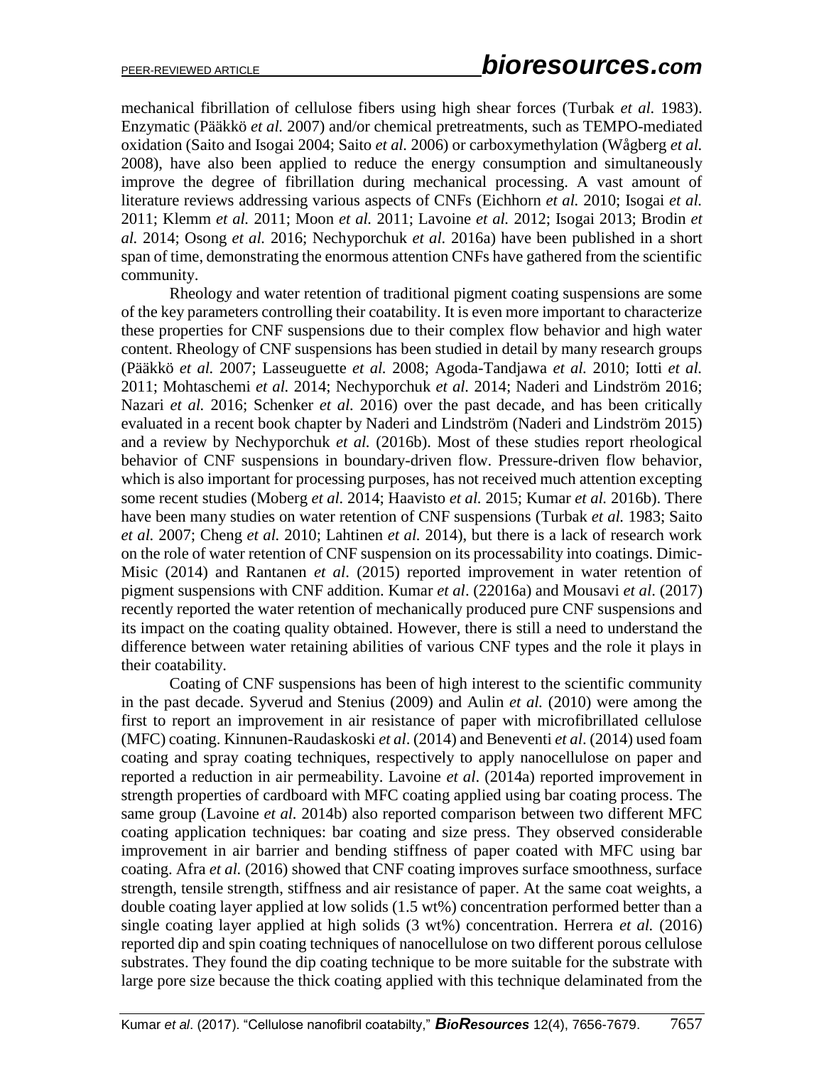mechanical fibrillation of cellulose fibers using high shear forces (Turbak *et al.* 1983). Enzymatic (Pääkkö *et al.* 2007) and/or chemical pretreatments, such as TEMPO-mediated oxidation (Saito and Isogai 2004; Saito *et al.* 2006) or carboxymethylation (Wågberg *et al.* 2008), have also been applied to reduce the energy consumption and simultaneously improve the degree of fibrillation during mechanical processing. A vast amount of literature reviews addressing various aspects of CNFs (Eichhorn *et al.* 2010; Isogai *et al.* 2011; Klemm *et al.* 2011; Moon *et al.* 2011; Lavoine *et al.* 2012; Isogai 2013; Brodin *et al.* 2014; Osong *et al.* 2016; Nechyporchuk *et al.* 2016a) have been published in a short span of time, demonstrating the enormous attention CNFs have gathered from the scientific community.

Rheology and water retention of traditional pigment coating suspensions are some of the key parameters controlling their coatability. It is even more important to characterize these properties for CNF suspensions due to their complex flow behavior and high water content. Rheology of CNF suspensions has been studied in detail by many research groups (Pääkkö *et al.* 2007; Lasseuguette *et al.* 2008; Agoda-Tandjawa *et al.* 2010; Iotti *et al.* 2011; Mohtaschemi *et al.* 2014; Nechyporchuk *et al.* 2014; Naderi and Lindström 2016; Nazari *et al.* 2016; Schenker *et al.* 2016) over the past decade, and has been critically evaluated in a recent book chapter by Naderi and Lindström (Naderi and Lindström 2015) and a review by Nechyporchuk *et al.* (2016b). Most of these studies report rheological behavior of CNF suspensions in boundary-driven flow. Pressure-driven flow behavior, which is also important for processing purposes, has not received much attention excepting some recent studies (Moberg *et al.* 2014; Haavisto *et al.* 2015; Kumar *et al.* 2016b). There have been many studies on water retention of CNF suspensions (Turbak *et al.* 1983; Saito *et al.* 2007; Cheng *et al.* 2010; Lahtinen *et al.* 2014), but there is a lack of research work on the role of water retention of CNF suspension on its processability into coatings. Dimic-Misic (2014) and Rantanen *et al*. (2015) reported improvement in water retention of pigment suspensions with CNF addition. Kumar *et al*. (22016a) and Mousavi *et al*. (2017) recently reported the water retention of mechanically produced pure CNF suspensions and its impact on the coating quality obtained. However, there is still a need to understand the difference between water retaining abilities of various CNF types and the role it plays in their coatability.

Coating of CNF suspensions has been of high interest to the scientific community in the past decade. Syverud and Stenius (2009) and Aulin *et al.* (2010) were among the first to report an improvement in air resistance of paper with microfibrillated cellulose (MFC) coating. Kinnunen-Raudaskoski *et al*. (2014) and Beneventi *et al*. (2014) used foam coating and spray coating techniques, respectively to apply nanocellulose on paper and reported a reduction in air permeability. Lavoine *et al*. (2014a) reported improvement in strength properties of cardboard with MFC coating applied using bar coating process. The same group (Lavoine *et al.* 2014b) also reported comparison between two different MFC coating application techniques: bar coating and size press. They observed considerable improvement in air barrier and bending stiffness of paper coated with MFC using bar coating. Afra *et al.* (2016) showed that CNF coating improves surface smoothness, surface strength, tensile strength, stiffness and air resistance of paper. At the same coat weights, a double coating layer applied at low solids (1.5 wt%) concentration performed better than a single coating layer applied at high solids (3 wt%) concentration. Herrera *et al.* (2016) reported dip and spin coating techniques of nanocellulose on two different porous cellulose substrates. They found the dip coating technique to be more suitable for the substrate with large pore size because the thick coating applied with this technique delaminated from the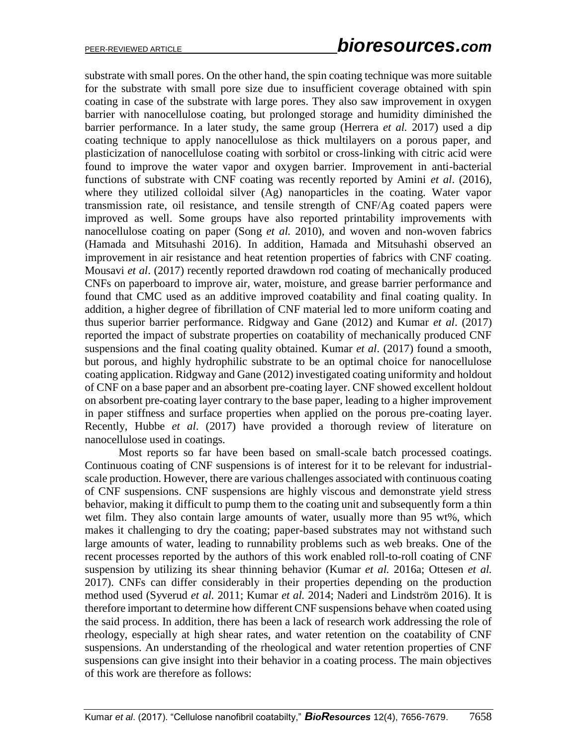substrate with small pores. On the other hand, the spin coating technique was more suitable for the substrate with small pore size due to insufficient coverage obtained with spin coating in case of the substrate with large pores. They also saw improvement in oxygen barrier with nanocellulose coating, but prolonged storage and humidity diminished the barrier performance. In a later study, the same group (Herrera *et al.* 2017) used a dip coating technique to apply nanocellulose as thick multilayers on a porous paper, and plasticization of nanocellulose coating with sorbitol or cross-linking with citric acid were found to improve the water vapor and oxygen barrier. Improvement in anti-bacterial functions of substrate with CNF coating was recently reported by Amini *et al*. (2016), where they utilized colloidal silver (Ag) nanoparticles in the coating. Water vapor transmission rate, oil resistance, and tensile strength of CNF/Ag coated papers were improved as well. Some groups have also reported printability improvements with nanocellulose coating on paper (Song *et al.* 2010), and woven and non-woven fabrics (Hamada and Mitsuhashi 2016). In addition, Hamada and Mitsuhashi observed an improvement in air resistance and heat retention properties of fabrics with CNF coating. Mousavi *et al*. (2017) recently reported drawdown rod coating of mechanically produced CNFs on paperboard to improve air, water, moisture, and grease barrier performance and found that CMC used as an additive improved coatability and final coating quality. In addition, a higher degree of fibrillation of CNF material led to more uniform coating and thus superior barrier performance. Ridgway and Gane (2012) and Kumar *et al*. (2017) reported the impact of substrate properties on coatability of mechanically produced CNF suspensions and the final coating quality obtained. Kumar *et al*. (2017) found a smooth, but porous, and highly hydrophilic substrate to be an optimal choice for nanocellulose coating application. Ridgway and Gane (2012) investigated coating uniformity and holdout of CNF on a base paper and an absorbent pre-coating layer. CNF showed excellent holdout on absorbent pre-coating layer contrary to the base paper, leading to a higher improvement in paper stiffness and surface properties when applied on the porous pre-coating layer. Recently, Hubbe *et al*. (2017) have provided a thorough review of literature on nanocellulose used in coatings.

Most reports so far have been based on small-scale batch processed coatings. Continuous coating of CNF suspensions is of interest for it to be relevant for industrial-scale production. However, there are various challenges associated with continuous coating of CNF suspensions. CNF suspensions are highly viscous and demonstrate yield stress behavior, making it difficult to pump them to the coating unit and subsequently form a thin wet film. They also contain large amounts of water, usually more than 95 wt%, which makes it challenging to dry the coating; paper-based substrates may not withstand such large amounts of water, leading to runnability problems such as web breaks. One of the recent processes reported by the authors of this work enabled roll-to-roll coating of CNF suspension by utilizing its shear thinning behavior (Kumar *et al.* 2016a; Ottesen *et al.* 2017). CNFs can differ considerably in their properties depending on the production method used (Syverud *et al.* 2011; Kumar *et al.* 2014; Naderi and Lindström 2016). It is therefore important to determine how different CNF suspensions behave when coated using the said process. In addition, there has been a lack of research work addressing the role of rheology, especially at high shear rates, and water retention on the coatability of CNF suspensions. An understanding of the rheological and water retention properties of CNF suspensions can give insight into their behavior in a coating process. The main objectives of this work are therefore as follows: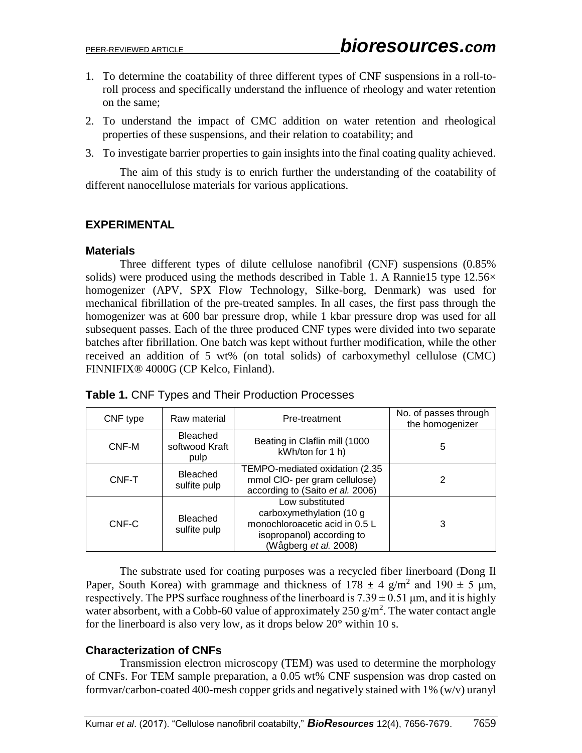1. To determine the coatability of three different types of CNF suspensions in a roll-to-roll process and specifically understand the influence of rheology and water retention on the same;
2. To understand the impact of CMC addition on water retention and rheological properties of these suspensions, and their relation to coatability; and
3. To investigate barrier properties to gain insights into the final coating quality achieved.

The aim of this study is to enrich further the understanding of the coatability of different nanocellulose materials for various applications.

## EXPERIMENTAL

### Materials

Three different types of dilute cellulose nanofibril (CNF) suspensions (0.85% solids) were produced using the methods described in Table 1. A Rannie15 type 12.56× homogenizer (APV, SPX Flow Technology, Silke-borg, Denmark) was used for mechanical fibrillation of the pre-treated samples. In all cases, the first pass through the homogenizer was at 600 bar pressure drop, while 1 kbar pressure drop was used for all subsequent passes. Each of the three produced CNF types were divided into two separate batches after fibrillation. One batch was kept without further modification, while the other received an addition of 5 wt% (on total solids) of carboxymethyl cellulose (CMC) FINNIFIX® 4000G (CP Kelco, Finland).

**Table 1.** CNF Types and Their Production Processes

| CNF type | Raw material | Pre-treatment | No. of passes through the homogenizer |
|---|---|---|---|
| CNF-M | Bleached softwood Kraft pulp | Beating in Claflin mill (1000 kWh/ton for 1 h) | 5 |
| CNF-T | Bleached sulfite pulp | TEMPO-mediated oxidation (2.35 mmol ClO- per gram cellulose) according to (Saito *et al.* 2006) | 2 |
| CNF-C | Bleached sulfite pulp | Low substituted carboxymethylation (10 g monochloroacetic acid in 0.5 L isopropanol) according to (Wågberg *et al.* 2008) | 3 |

The substrate used for coating purposes was a recycled fiber linerboard (Dong Il Paper, South Korea) with grammage and thickness of 178 ± 4 g/m$^2$ and 190 ± 5 μm, respectively. The PPS surface roughness of the linerboard is 7.39 ± 0.51 μm, and it is highly water absorbent, with a Cobb-60 value of approximately 250 g/m$^2$. The water contact angle for the linerboard is also very low, as it drops below 20° within 10 s.

### Characterization of CNFs

Transmission electron microscopy (TEM) was used to determine the morphology of CNFs. For TEM sample preparation, a 0.05 wt% CNF suspension was drop casted on formvar/carbon-coated 400-mesh copper grids and negatively stained with 1% (w/v) uranyl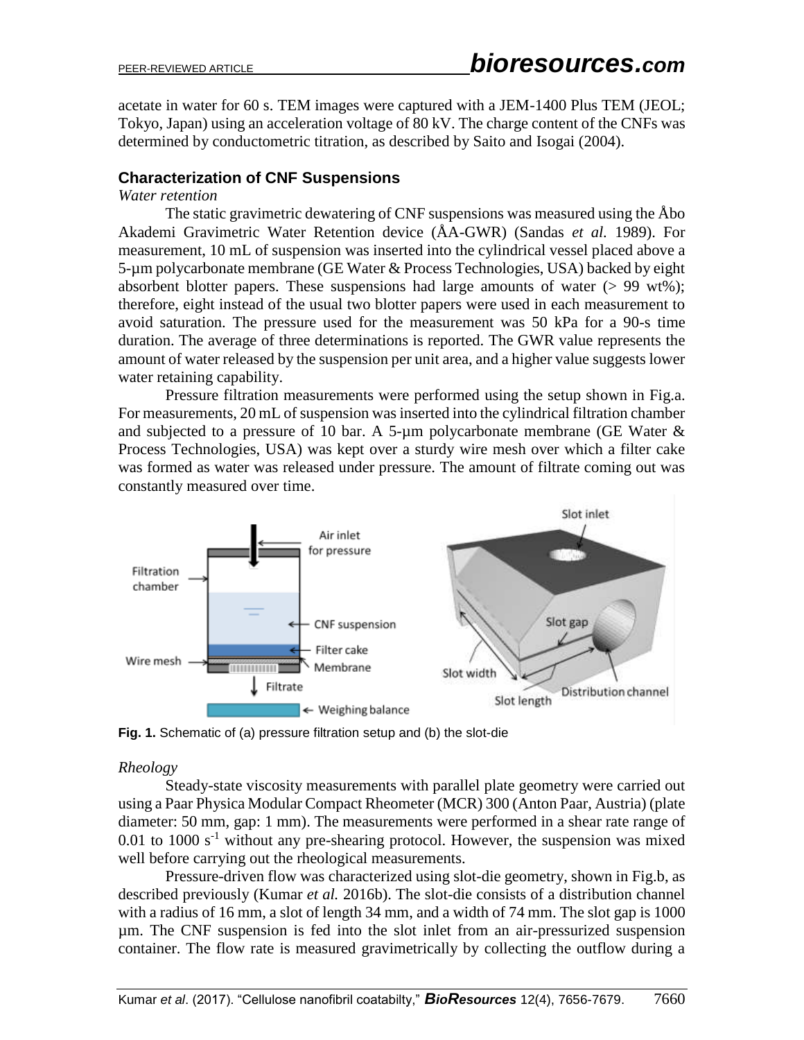acetate in water for 60 s. TEM images were captured with a JEM-1400 Plus TEM (JEOL; Tokyo, Japan) using an acceleration voltage of 80 kV. The charge content of the CNFs was determined by conductometric titration, as described by Saito and Isogai (2004).

## Characterization of CNF Suspensions

*Water retention*

The static gravimetric dewatering of CNF suspensions was measured using the Åbo Akademi Gravimetric Water Retention device (ÅA-GWR) (Sandas *et al.* 1989). For measurement, 10 mL of suspension was inserted into the cylindrical vessel placed above a 5-µm polycarbonate membrane (GE Water & Process Technologies, USA) backed by eight absorbent blotter papers. These suspensions had large amounts of water (> 99 wt%); therefore, eight instead of the usual two blotter papers were used in each measurement to avoid saturation. The pressure used for the measurement was 50 kPa for a 90-s time duration. The average of three determinations is reported. The GWR value represents the amount of water released by the suspension per unit area, and a higher value suggests lower water retaining capability.

Pressure filtration measurements were performed using the setup shown in Fig.a. For measurements, 20 mL of suspension was inserted into the cylindrical filtration chamber and subjected to a pressure of 10 bar. A 5-µm polycarbonate membrane (GE Water & Process Technologies, USA) was kept over a sturdy wire mesh over which a filter cake was formed as water was released under pressure. The amount of filtrate coming out was constantly measured over time.

**Fig. 1.** Schematic of (a) pressure filtration setup and (b) the slot-die

*Rheology*

Steady-state viscosity measurements with parallel plate geometry were carried out using a Paar Physica Modular Compact Rheometer (MCR) 300 (Anton Paar, Austria) (plate diameter: 50 mm, gap: 1 mm). The measurements were performed in a shear rate range of 0.01 to 1000 $s^{-1}$ without any pre-shearing protocol. However, the suspension was mixed well before carrying out the rheological measurements.

Pressure-driven flow was characterized using slot-die geometry, shown in Fig.b, as described previously (Kumar *et al.* 2016b). The slot-die consists of a distribution channel with a radius of 16 mm, a slot of length 34 mm, and a width of 74 mm. The slot gap is 1000 µm. The CNF suspension is fed into the slot inlet from an air-pressurized suspension container. The flow rate is measured gravimetrically by collecting the outflow during a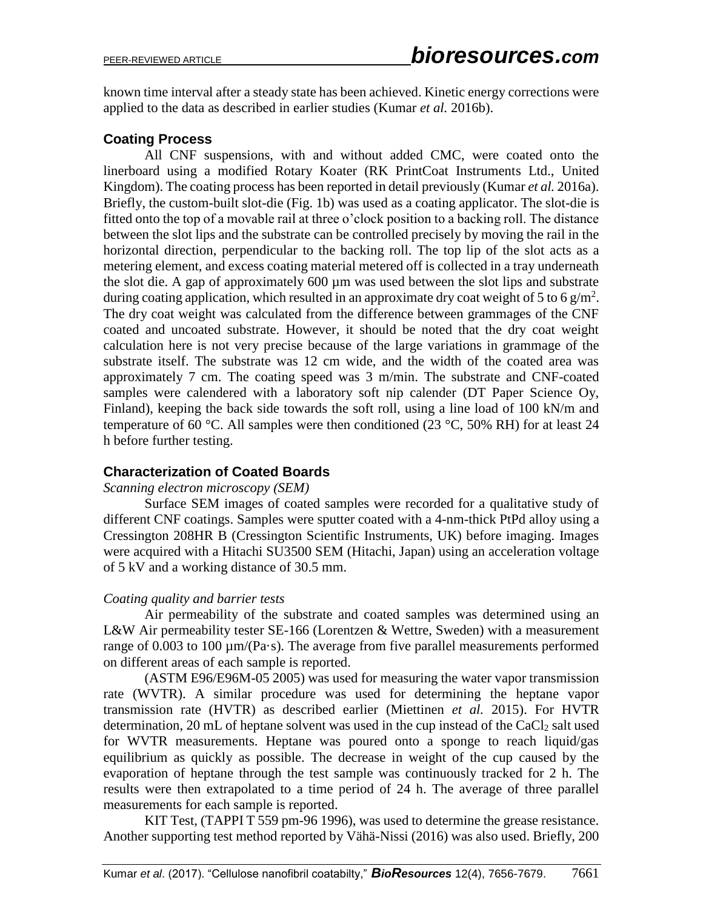known time interval after a steady state has been achieved. Kinetic energy corrections were applied to the data as described in earlier studies (Kumar *et al.* 2016b).

### Coating Process

All CNF suspensions, with and without added CMC, were coated onto the linerboard using a modified Rotary Koater (RK PrintCoat Instruments Ltd., United Kingdom). The coating process has been reported in detail previously (Kumar *et al.* 2016a). Briefly, the custom-built slot-die (Fig. 1b) was used as a coating applicator. The slot-die is fitted onto the top of a movable rail at three o'clock position to a backing roll. The distance between the slot lips and the substrate can be controlled precisely by moving the rail in the horizontal direction, perpendicular to the backing roll. The top lip of the slot acts as a metering element, and excess coating material metered off is collected in a tray underneath the slot die. A gap of approximately 600 µm was used between the slot lips and substrate during coating application, which resulted in an approximate dry coat weight of 5 to 6 g/m$^2$. The dry coat weight was calculated from the difference between grammages of the CNF coated and uncoated substrate. However, it should be noted that the dry coat weight calculation here is not very precise because of the large variations in grammage of the substrate itself. The substrate was 12 cm wide, and the width of the coated area was approximately 7 cm. The coating speed was 3 m/min. The substrate and CNF-coated samples were calendered with a laboratory soft nip calender (DT Paper Science Oy, Finland), keeping the back side towards the soft roll, using a line load of 100 kN/m and temperature of 60 °C. All samples were then conditioned (23 °C, 50% RH) for at least 24 h before further testing.

### Characterization of Coated Boards

*Scanning electron microscopy (SEM)*

Surface SEM images of coated samples were recorded for a qualitative study of different CNF coatings. Samples were sputter coated with a 4-nm-thick PtPd alloy using a Cressington 208HR B (Cressington Scientific Instruments, UK) before imaging. Images were acquired with a Hitachi SU3500 SEM (Hitachi, Japan) using an acceleration voltage of 5 kV and a working distance of 30.5 mm.

*Coating quality and barrier tests*

Air permeability of the substrate and coated samples was determined using an L&W Air permeability tester SE-166 (Lorentzen & Wettre, Sweden) with a measurement range of 0.003 to 100 µm/(Pa·s). The average from five parallel measurements performed on different areas of each sample is reported.

(ASTM E96/E96M-05 2005) was used for measuring the water vapor transmission rate (WVTR). A similar procedure was used for determining the heptane vapor transmission rate (HVTR) as described earlier (Miettinen *et al.* 2015). For HVTR determination, 20 mL of heptane solvent was used in the cup instead of the $CaCl_2$ salt used for WVTR measurements. Heptane was poured onto a sponge to reach liquid/gas equilibrium as quickly as possible. The decrease in weight of the cup caused by the evaporation of heptane through the test sample was continuously tracked for 2 h. The results were then extrapolated to a time period of 24 h. The average of three parallel measurements for each sample is reported.

KIT Test, (TAPPI T 559 pm-96 1996), was used to determine the grease resistance. Another supporting test method reported by Vähä-Nissi (2016) was also used. Briefly, 200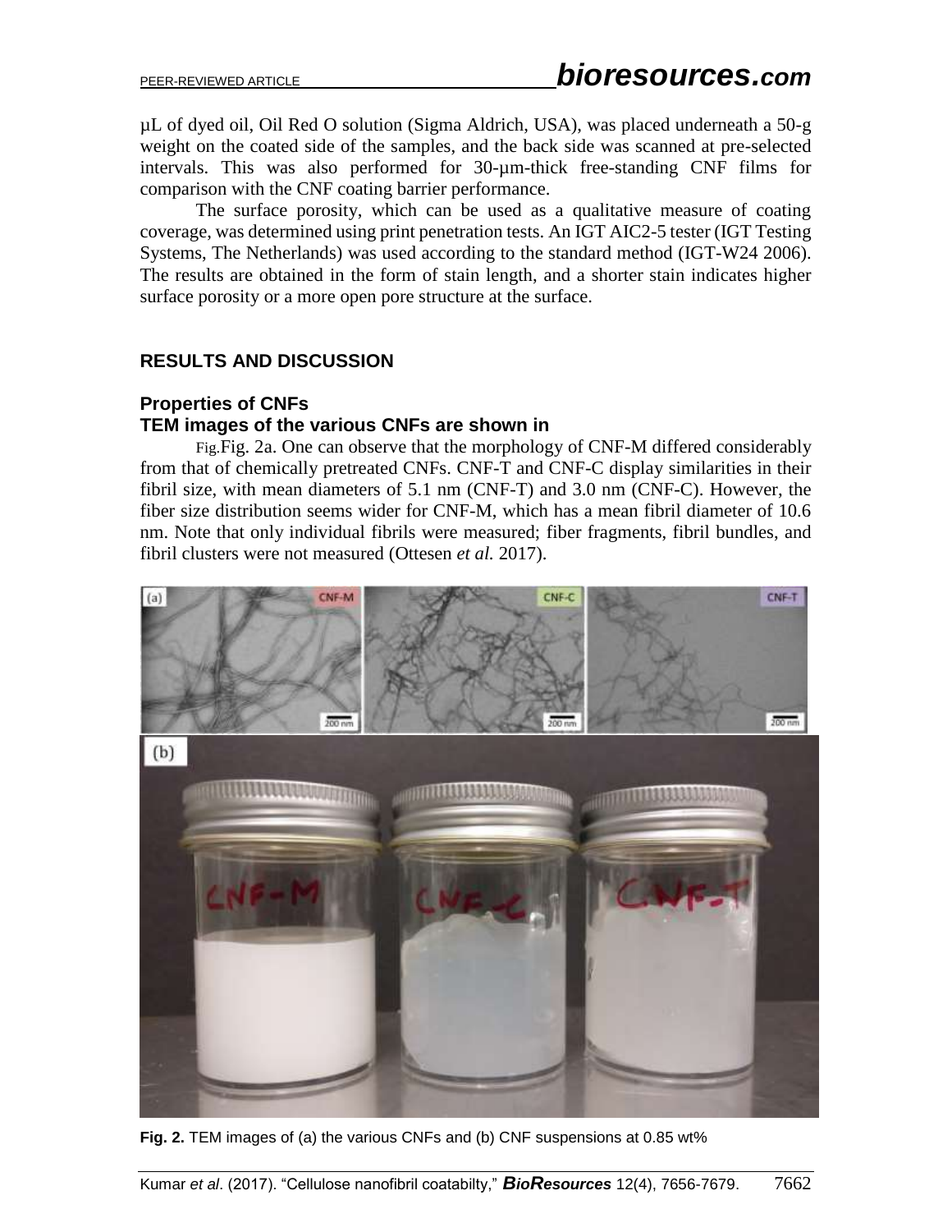µL of dyed oil, Oil Red O solution (Sigma Aldrich, USA), was placed underneath a 50-g weight on the coated side of the samples, and the back side was scanned at pre-selected intervals. This was also performed for 30-µm-thick free-standing CNF films for comparison with the CNF coating barrier performance.

The surface porosity, which can be used as a qualitative measure of coating coverage, was determined using print penetration tests. An IGT AIC2-5 tester (IGT Testing Systems, The Netherlands) was used according to the standard method (IGT-W24 2006). The results are obtained in the form of stain length, and a shorter stain indicates higher surface porosity or a more open pore structure at the surface.

## RESULTS AND DISCUSSION

### Properties of CNFs

**TEM images of the various CNFs are shown in**

Fig.Fig. 2a. One can observe that the morphology of CNF-M differed considerably from that of chemically pretreated CNFs. CNF-T and CNF-C display similarities in their fibril size, with mean diameters of 5.1 nm (CNF-T) and 3.0 nm (CNF-C). However, the fiber size distribution seems wider for CNF-M, which has a mean fibril diameter of 10.6 nm. Note that only individual fibrils were measured; fiber fragments, fibril bundles, and fibril clusters were not measured (Ottesen *et al.* 2017).

**Fig. 2.** TEM images of (a) the various CNFs and (b) CNF suspensions at 0.85 wt%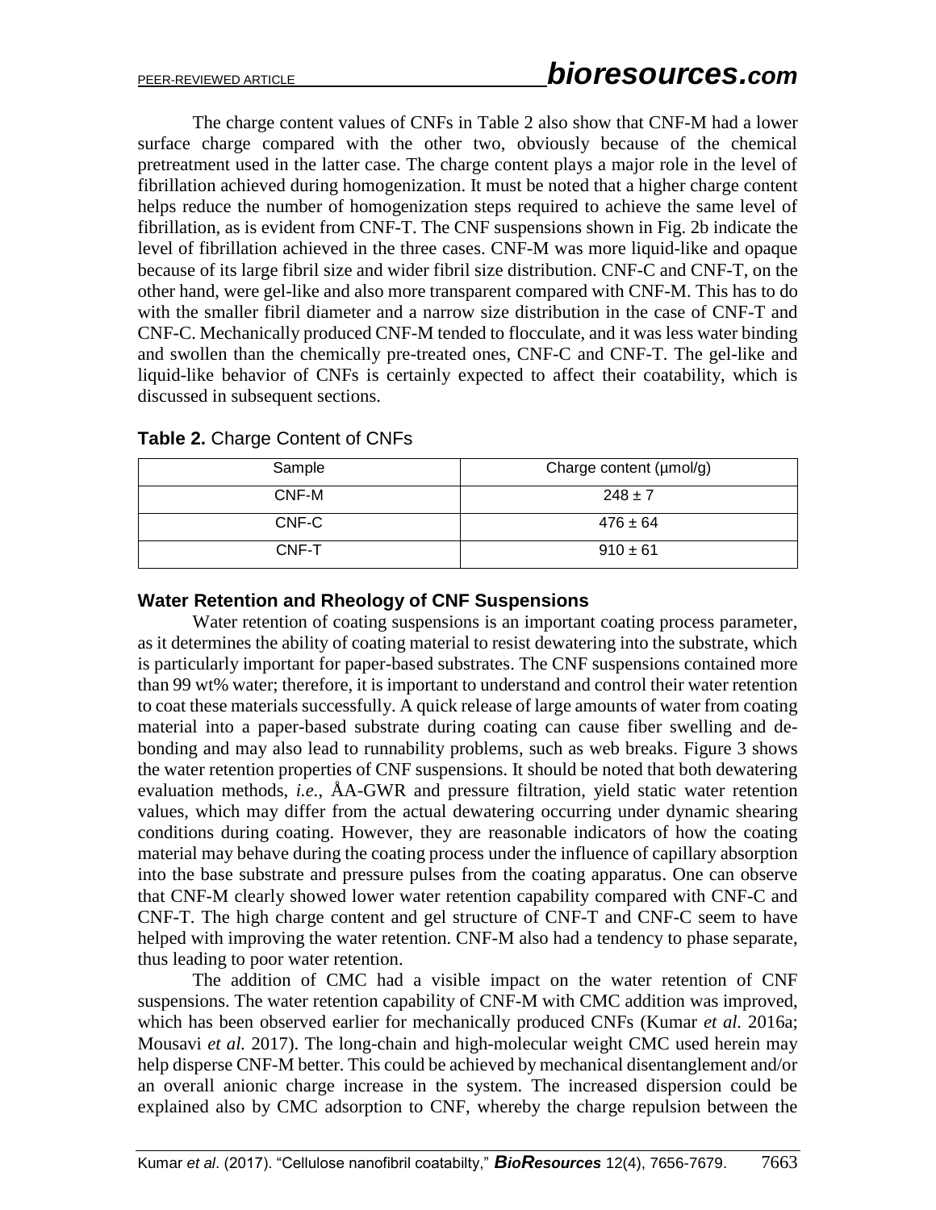The charge content values of CNFs in Table 2 also show that CNF-M had a lower surface charge compared with the other two, obviously because of the chemical pretreatment used in the latter case. The charge content plays a major role in the level of fibrillation achieved during homogenization. It must be noted that a higher charge content helps reduce the number of homogenization steps required to achieve the same level of fibrillation, as is evident from CNF-T. The CNF suspensions shown in Fig. 2b indicate the level of fibrillation achieved in the three cases. CNF-M was more liquid-like and opaque because of its large fibril size and wider fibril size distribution. CNF-C and CNF-T, on the other hand, were gel-like and also more transparent compared with CNF-M. This has to do with the smaller fibril diameter and a narrow size distribution in the case of CNF-T and CNF-C. Mechanically produced CNF-M tended to flocculate, and it was less water binding and swollen than the chemically pre-treated ones, CNF-C and CNF-T. The gel-like and liquid-like behavior of CNFs is certainly expected to affect their coatability, which is discussed in subsequent sections.

**Table 2.** Charge Content of CNFs

| Sample | Charge content (µmol/g) |
|---|---|
| CNF-M | 248 ± 7 |
| CNF-C | 476 ± 64 |
| CNF-T | 910 ± 61 |

### Water Retention and Rheology of CNF Suspensions

Water retention of coating suspensions is an important coating process parameter, as it determines the ability of coating material to resist dewatering into the substrate, which is particularly important for paper-based substrates. The CNF suspensions contained more than 99 wt% water; therefore, it is important to understand and control their water retention to coat these materials successfully. A quick release of large amounts of water from coating material into a paper-based substrate during coating can cause fiber swelling and de-bonding and may also lead to runnability problems, such as web breaks. Figure 3 shows the water retention properties of CNF suspensions. It should be noted that both dewatering evaluation methods, *i.e.*, ÅA-GWR and pressure filtration, yield static water retention values, which may differ from the actual dewatering occurring under dynamic shearing conditions during coating. However, they are reasonable indicators of how the coating material may behave during the coating process under the influence of capillary absorption into the base substrate and pressure pulses from the coating apparatus. One can observe that CNF-M clearly showed lower water retention capability compared with CNF-C and CNF-T. The high charge content and gel structure of CNF-T and CNF-C seem to have helped with improving the water retention. CNF-M also had a tendency to phase separate, thus leading to poor water retention.

The addition of CMC had a visible impact on the water retention of CNF suspensions. The water retention capability of CNF-M with CMC addition was improved, which has been observed earlier for mechanically produced CNFs (Kumar *et al.* 2016a; Mousavi *et al.* 2017). The long-chain and high-molecular weight CMC used herein may help disperse CNF-M better. This could be achieved by mechanical disentanglement and/or an overall anionic charge increase in the system. The increased dispersion could be explained also by CMC adsorption to CNF, whereby the charge repulsion between the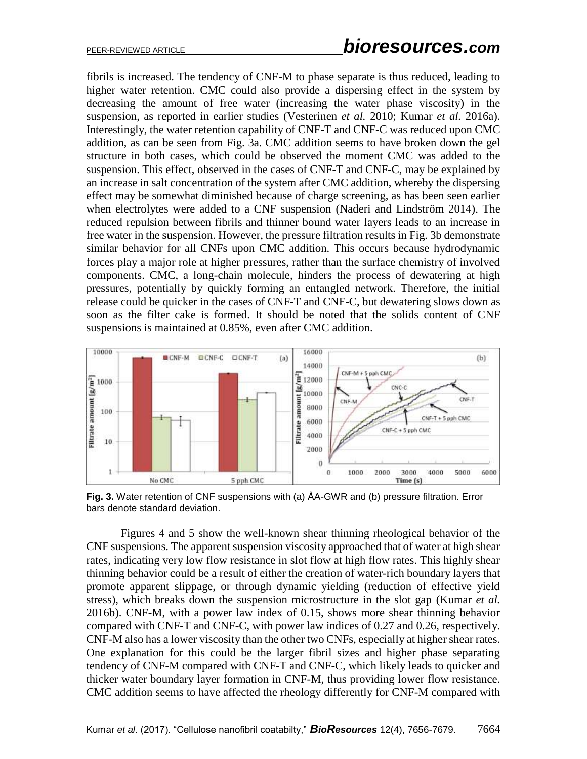fibrils is increased. The tendency of CNF-M to phase separate is thus reduced, leading to higher water retention. CMC could also provide a dispersing effect in the system by decreasing the amount of free water (increasing the water phase viscosity) in the suspension, as reported in earlier studies (Vesterinen *et al.* 2010; Kumar *et al.* 2016a). Interestingly, the water retention capability of CNF-T and CNF-C was reduced upon CMC addition, as can be seen from Fig. 3a. CMC addition seems to have broken down the gel structure in both cases, which could be observed the moment CMC was added to the suspension. This effect, observed in the cases of CNF-T and CNF-C, may be explained by an increase in salt concentration of the system after CMC addition, whereby the dispersing effect may be somewhat diminished because of charge screening, as has been seen earlier when electrolytes were added to a CNF suspension (Naderi and Lindström 2014). The reduced repulsion between fibrils and thinner bound water layers leads to an increase in free water in the suspension. However, the pressure filtration results in Fig. 3b demonstrate similar behavior for all CNFs upon CMC addition. This occurs because hydrodynamic forces play a major role at higher pressures, rather than the surface chemistry of involved components. CMC, a long-chain molecule, hinders the process of dewatering at high pressures, potentially by quickly forming an entangled network. Therefore, the initial release could be quicker in the cases of CNF-T and CNF-C, but dewatering slows down as soon as the filter cake is formed. It should be noted that the solids content of CNF suspensions is maintained at 0.85%, even after CMC addition.

**Fig. 3.** Water retention of CNF suspensions with (a) ÅA-GWR and (b) pressure filtration. Error bars denote standard deviation.

Figures 4 and 5 show the well-known shear thinning rheological behavior of the CNF suspensions. The apparent suspension viscosity approached that of water at high shear rates, indicating very low flow resistance in slot flow at high flow rates. This highly shear thinning behavior could be a result of either the creation of water-rich boundary layers that promote apparent slippage, or through dynamic yielding (reduction of effective yield stress), which breaks down the suspension microstructure in the slot gap (Kumar *et al.* 2016b). CNF-M, with a power law index of 0.15, shows more shear thinning behavior compared with CNF-T and CNF-C, with power law indices of 0.27 and 0.26, respectively. CNF-M also has a lower viscosity than the other two CNFs, especially at higher shear rates. One explanation for this could be the larger fibril sizes and higher phase separating tendency of CNF-M compared with CNF-T and CNF-C, which likely leads to quicker and thicker water boundary layer formation in CNF-M, thus providing lower flow resistance. CMC addition seems to have affected the rheology differently for CNF-M compared with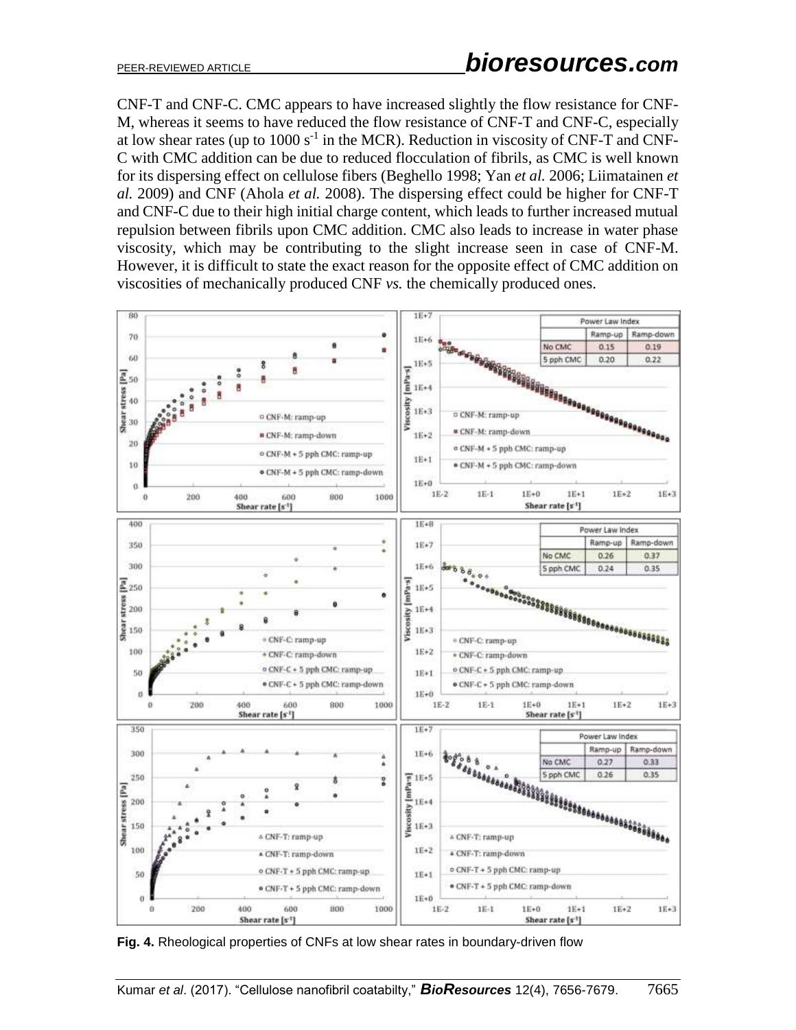CNF-T and CNF-C. CMC appears to have increased slightly the flow resistance for CNF-M, whereas it seems to have reduced the flow resistance of CNF-T and CNF-C, especially at low shear rates (up to 1000 $s^{-1}$ in the MCR). Reduction in viscosity of CNF-T and CNF-C with CMC addition can be due to reduced flocculation of fibrils, as CMC is well known for its dispersing effect on cellulose fibers (Beghello 1998; Yan *et al.* 2006; Liimatainen *et al.* 2009) and CNF (Ahola *et al.* 2008). The dispersing effect could be higher for CNF-T and CNF-C due to their high initial charge content, which leads to further increased mutual repulsion between fibrils upon CMC addition. CMC also leads to increase in water phase viscosity, which may be contributing to the slight increase seen in case of CNF-M. However, it is difficult to state the exact reason for the opposite effect of CMC addition on viscosities of mechanically produced CNF *vs.* the chemically produced ones.

**Fig. 4.** Rheological properties of CNFs at low shear rates in boundary-driven flow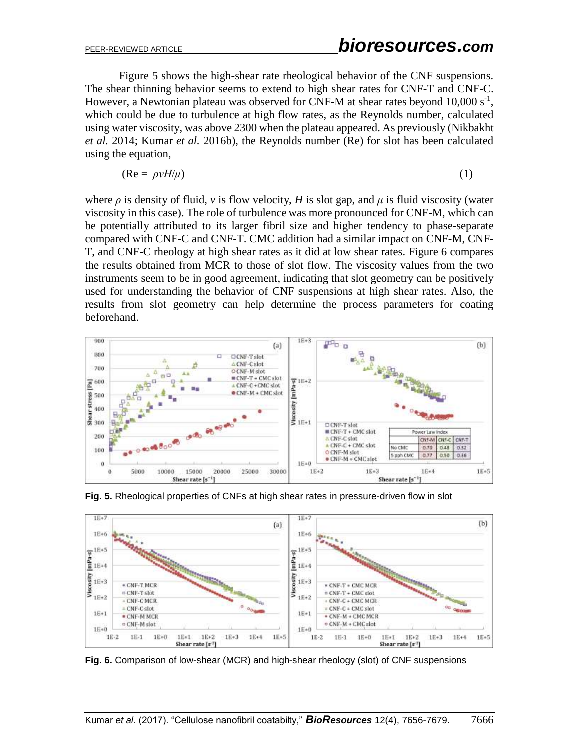Figure 5 shows the high-shear rate rheological behavior of the CNF suspensions. The shear thinning behavior seems to extend to high shear rates for CNF-T and CNF-C. However, a Newtonian plateau was observed for CNF-M at shear rates beyond 10,000 $s^{-1}$, which could be due to turbulence at high flow rates, as the Reynolds number, calculated using water viscosity, was above 2300 when the plateau appeared. As previously (Nikbakht *et al.* 2014; Kumar *et al.* 2016b), the Reynolds number (Re) for slot has been calculated using the equation,

$$(\mathrm{Re} = \rho v H/\mu) \tag{1}$$

where $\rho$ is density of fluid, $v$ is flow velocity, $H$ is slot gap, and $\mu$ is fluid viscosity (water viscosity in this case). The role of turbulence was more pronounced for CNF-M, which can be potentially attributed to its larger fibril size and higher tendency to phase-separate compared with CNF-C and CNF-T. CMC addition had a similar impact on CNF-M, CNF-T, and CNF-C rheology at high shear rates as it did at low shear rates. Figure 6 compares the results obtained from MCR to those of slot flow. The viscosity values from the two instruments seem to be in good agreement, indicating that slot geometry can be positively used for understanding the behavior of CNF suspensions at high shear rates. Also, the results from slot geometry can help determine the process parameters for coating beforehand.

**Fig. 5.** Rheological properties of CNFs at high shear rates in pressure-driven flow in slot

**Fig. 6.** Comparison of low-shear (MCR) and high-shear rheology (slot) of CNF suspensions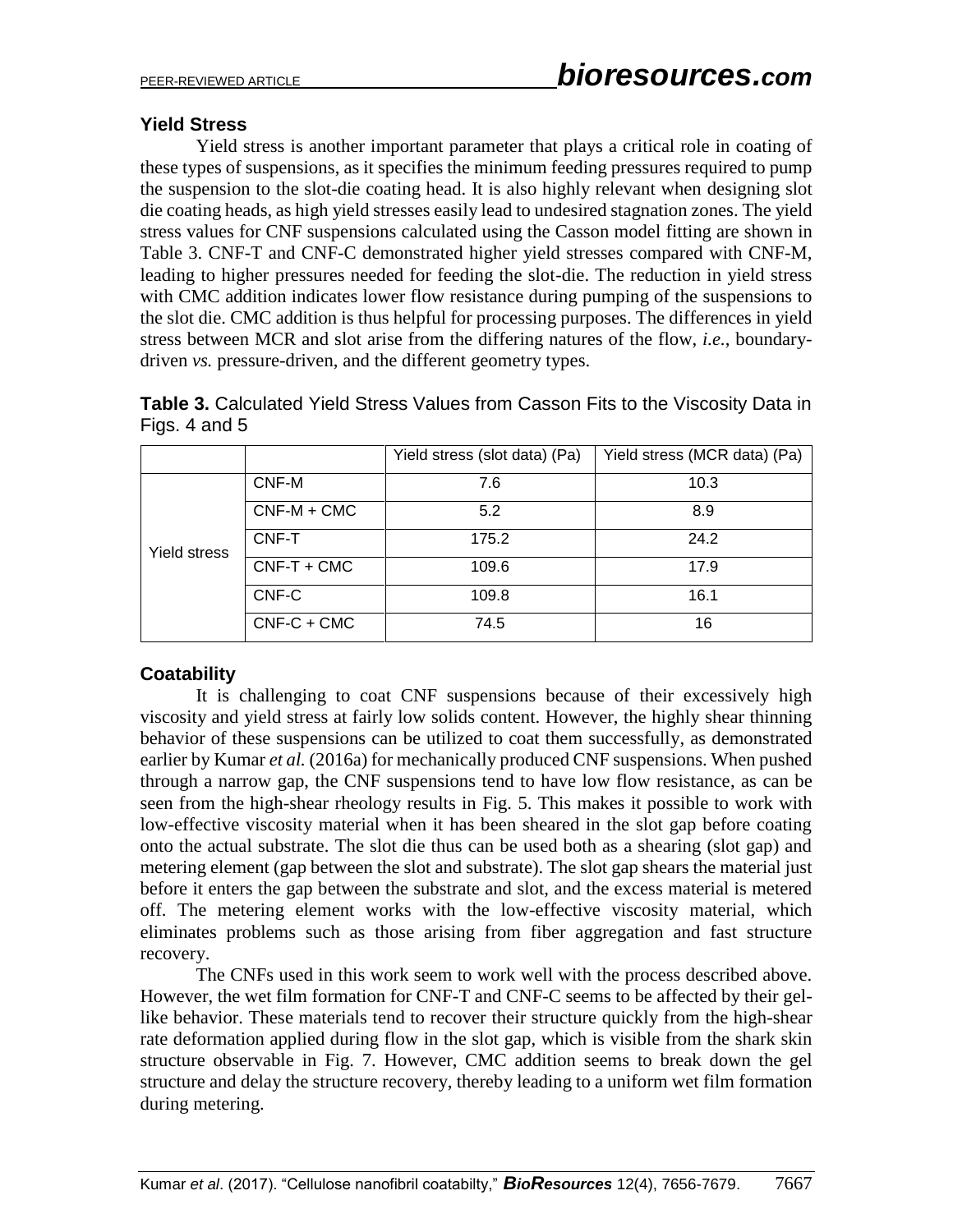## Yield Stress

Yield stress is another important parameter that plays a critical role in coating of these types of suspensions, as it specifies the minimum feeding pressures required to pump the suspension to the slot-die coating head. It is also highly relevant when designing slot die coating heads, as high yield stresses easily lead to undesired stagnation zones. The yield stress values for CNF suspensions calculated using the Casson model fitting are shown in Table 3. CNF-T and CNF-C demonstrated higher yield stresses compared with CNF-M, leading to higher pressures needed for feeding the slot-die. The reduction in yield stress with CMC addition indicates lower flow resistance during pumping of the suspensions to the slot die. CMC addition is thus helpful for processing purposes. The differences in yield stress between MCR and slot arise from the differing natures of the flow, *i.e.*, boundary-driven *vs.* pressure-driven, and the different geometry types.

**Table 3.** Calculated Yield Stress Values from Casson Fits to the Viscosity Data in Figs. 4 and 5

| | | Yield stress (slot data) (Pa) | Yield stress (MCR data) (Pa) |
|---|---|---|---|
| Yield stress | CNF-M | 7.6 | 10.3 |
| | CNF-M + CMC | 5.2 | 8.9 |
| | CNF-T | 175.2 | 24.2 |
| | CNF-T + CMC | 109.6 | 17.9 |
| | CNF-C | 109.8 | 16.1 |
| | CNF-C + CMC | 74.5 | 16 |

## Coatability

It is challenging to coat CNF suspensions because of their excessively high viscosity and yield stress at fairly low solids content. However, the highly shear thinning behavior of these suspensions can be utilized to coat them successfully, as demonstrated earlier by Kumar *et al.* (2016a) for mechanically produced CNF suspensions. When pushed through a narrow gap, the CNF suspensions tend to have low flow resistance, as can be seen from the high-shear rheology results in Fig. 5. This makes it possible to work with low-effective viscosity material when it has been sheared in the slot gap before coating onto the actual substrate. The slot die thus can be used both as a shearing (slot gap) and metering element (gap between the slot and substrate). The slot gap shears the material just before it enters the gap between the substrate and slot, and the excess material is metered off. The metering element works with the low-effective viscosity material, which eliminates problems such as those arising from fiber aggregation and fast structure recovery.

The CNFs used in this work seem to work well with the process described above. However, the wet film formation for CNF-T and CNF-C seems to be affected by their gel-like behavior. These materials tend to recover their structure quickly from the high-shear rate deformation applied during flow in the slot gap, which is visible from the shark skin structure observable in Fig. 7. However, CMC addition seems to break down the gel structure and delay the structure recovery, thereby leading to a uniform wet film formation during metering.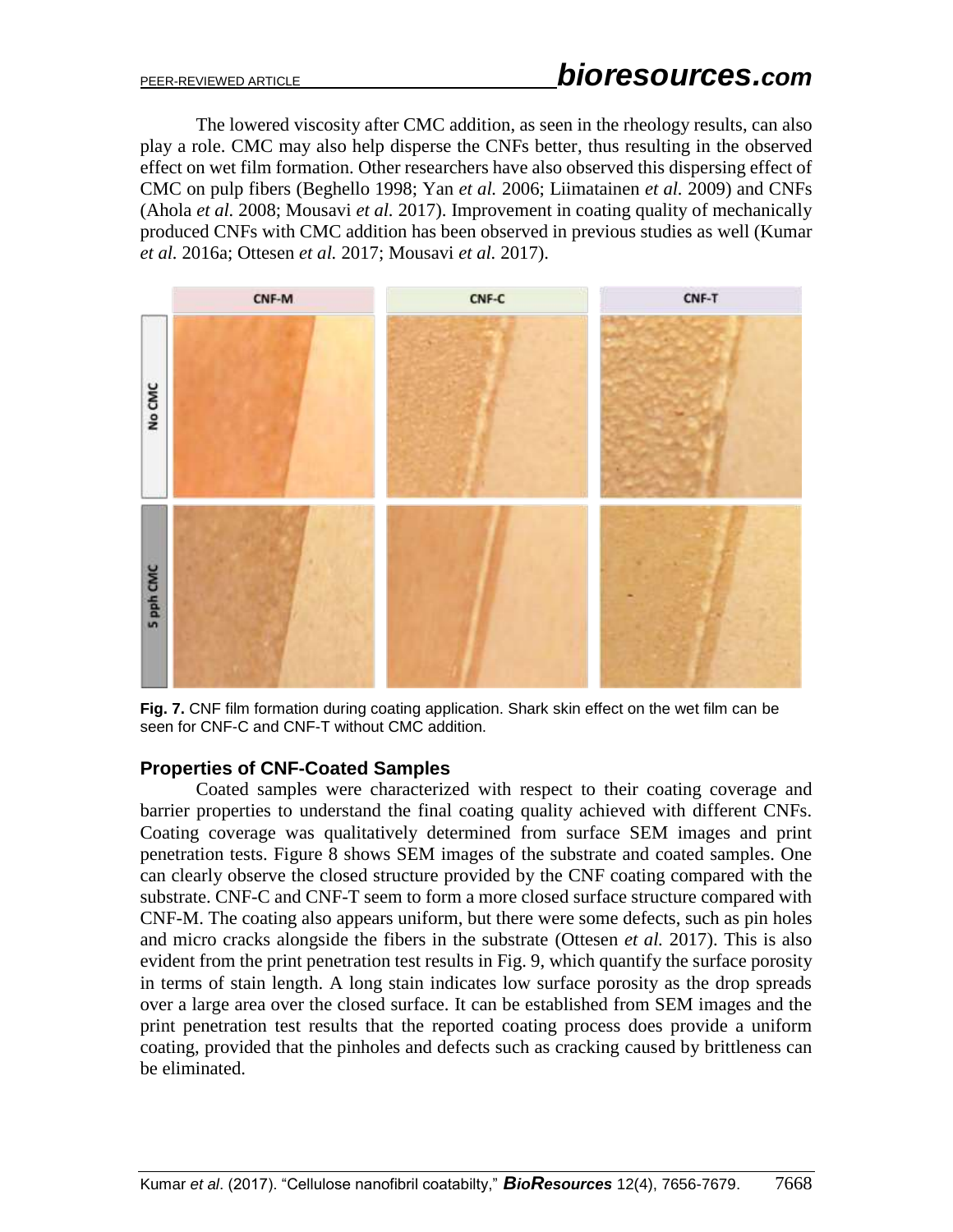The lowered viscosity after CMC addition, as seen in the rheology results, can also play a role. CMC may also help disperse the CNFs better, thus resulting in the observed effect on wet film formation. Other researchers have also observed this dispersing effect of CMC on pulp fibers (Beghello 1998; Yan *et al.* 2006; Liimatainen *et al.* 2009) and CNFs (Ahola *et al.* 2008; Mousavi *et al.* 2017). Improvement in coating quality of mechanically produced CNFs with CMC addition has been observed in previous studies as well (Kumar *et al.* 2016a; Ottesen *et al.* 2017; Mousavi *et al.* 2017).

**Fig. 7.** CNF film formation during coating application. Shark skin effect on the wet film can be seen for CNF-C and CNF-T without CMC addition.

## Properties of CNF-Coated Samples

Coated samples were characterized with respect to their coating coverage and barrier properties to understand the final coating quality achieved with different CNFs. Coating coverage was qualitatively determined from surface SEM images and print penetration tests. Figure 8 shows SEM images of the substrate and coated samples. One can clearly observe the closed structure provided by the CNF coating compared with the substrate. CNF-C and CNF-T seem to form a more closed surface structure compared with CNF-M. The coating also appears uniform, but there were some defects, such as pin holes and micro cracks alongside the fibers in the substrate (Ottesen *et al.* 2017). This is also evident from the print penetration test results in Fig. 9, which quantify the surface porosity in terms of stain length. A long stain indicates low surface porosity as the drop spreads over a large area over the closed surface. It can be established from SEM images and the print penetration test results that the reported coating process does provide a uniform coating, provided that the pinholes and defects such as cracking caused by brittleness can be eliminated.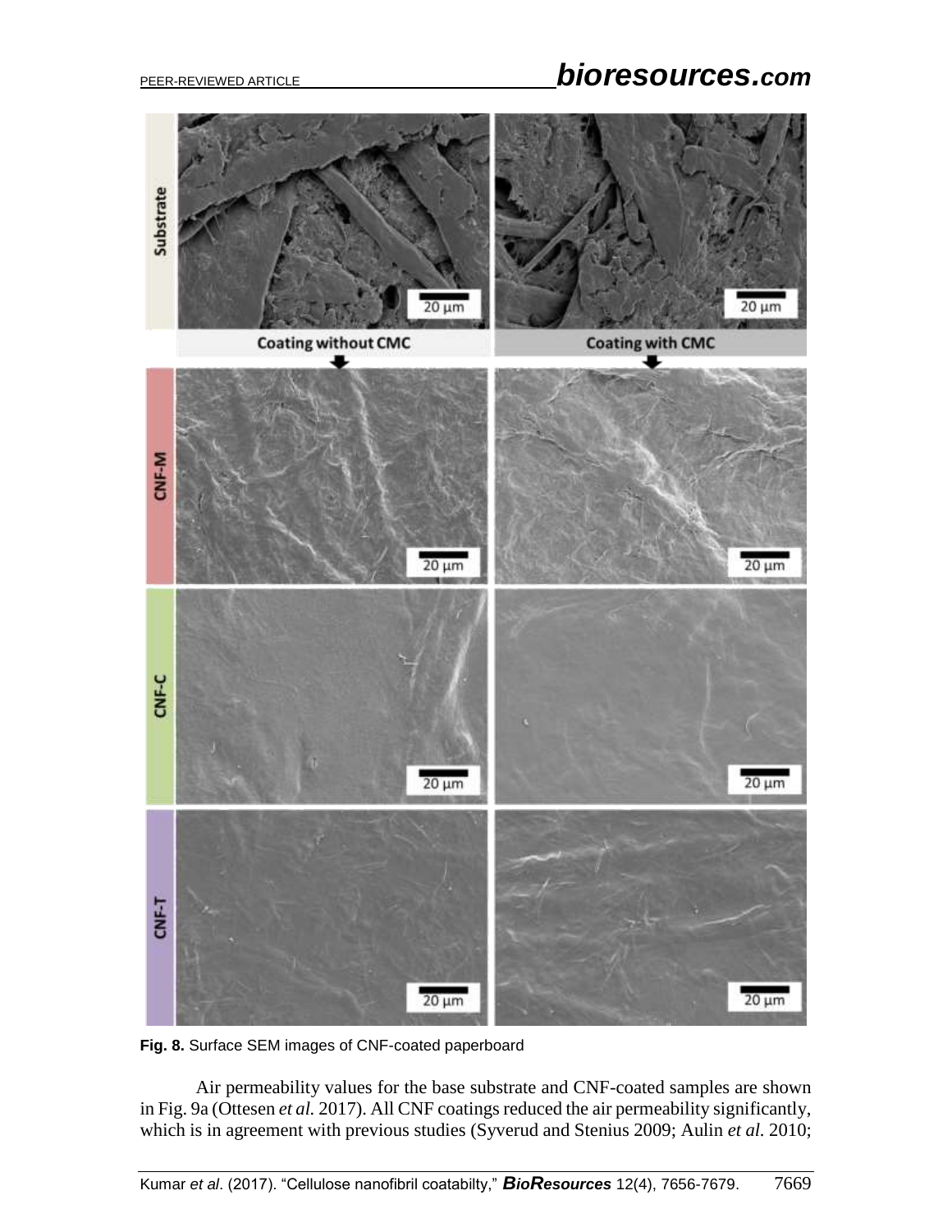**Fig. 8.** Surface SEM images of CNF-coated paperboard

Air permeability values for the base substrate and CNF-coated samples are shown in Fig. 9a (Ottesen *et al.* 2017). All CNF coatings reduced the air permeability significantly, which is in agreement with previous studies (Syverud and Stenius 2009; Aulin *et al.* 2010;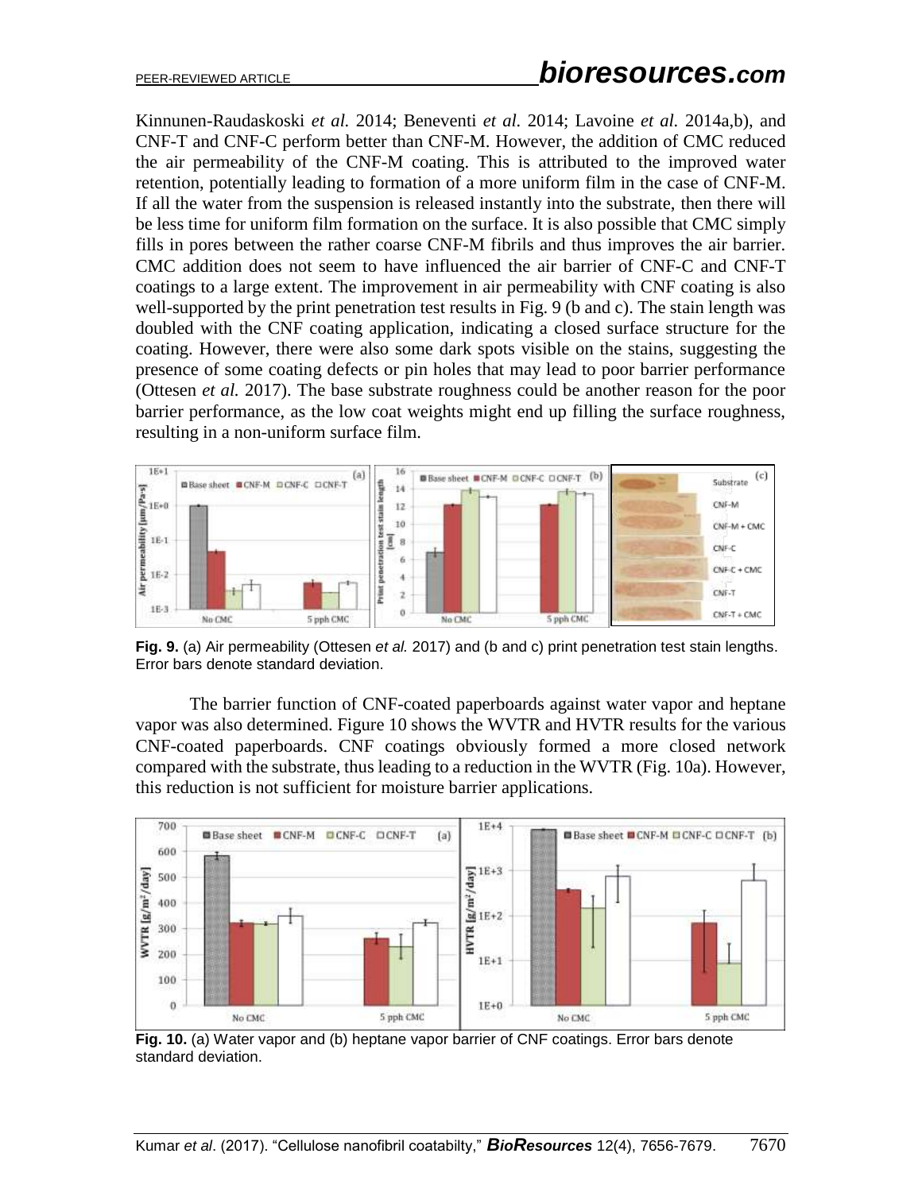Kinnunen-Raudaskoski *et al.* 2014; Beneventi *et al.* 2014; Lavoine *et al.* 2014a,b), and CNF-T and CNF-C perform better than CNF-M. However, the addition of CMC reduced the air permeability of the CNF-M coating. This is attributed to the improved water retention, potentially leading to formation of a more uniform film in the case of CNF-M. If all the water from the suspension is released instantly into the substrate, then there will be less time for uniform film formation on the surface. It is also possible that CMC simply fills in pores between the rather coarse CNF-M fibrils and thus improves the air barrier. CMC addition does not seem to have influenced the air barrier of CNF-C and CNF-T coatings to a large extent. The improvement in air permeability with CNF coating is also well-supported by the print penetration test results in Fig. 9 (b and c). The stain length was doubled with the CNF coating application, indicating a closed surface structure for the coating. However, there were also some dark spots visible on the stains, suggesting the presence of some coating defects or pin holes that may lead to poor barrier performance (Ottesen *et al.* 2017). The base substrate roughness could be another reason for the poor barrier performance, as the low coat weights might end up filling the surface roughness, resulting in a non-uniform surface film.

**Fig. 9.** (a) Air permeability (Ottesen *et al.* 2017) and (b and c) print penetration test stain lengths. Error bars denote standard deviation.

The barrier function of CNF-coated paperboards against water vapor and heptane vapor was also determined. Figure 10 shows the WVTR and HVTR results for the various CNF-coated paperboards. CNF coatings obviously formed a more closed network compared with the substrate, thus leading to a reduction in the WVTR (Fig. 10a). However, this reduction is not sufficient for moisture barrier applications.

**Fig. 10.** (a) Water vapor and (b) heptane vapor barrier of CNF coatings. Error bars denote standard deviation.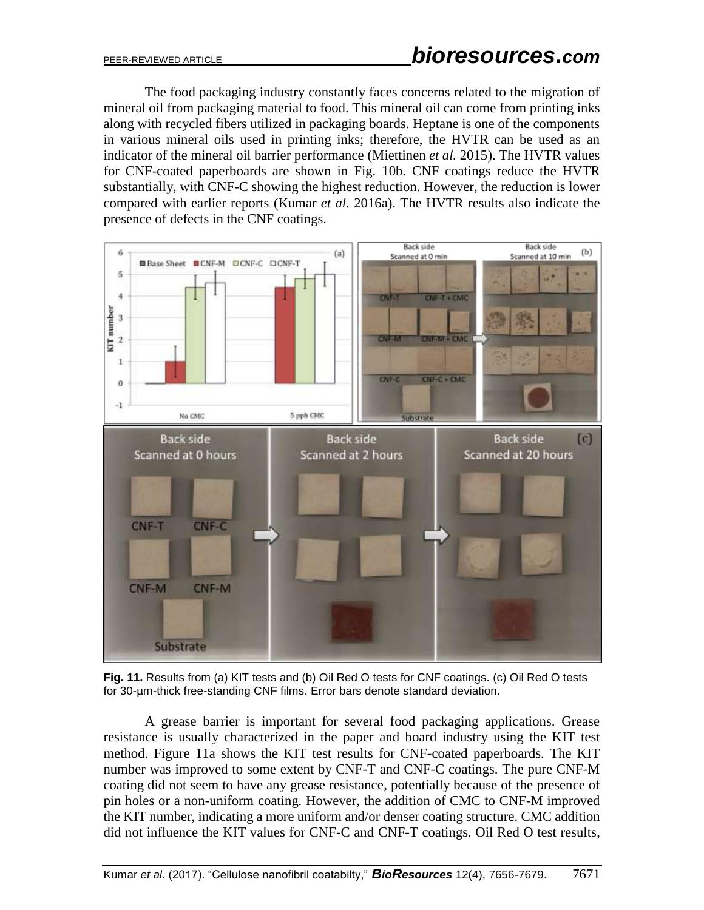The food packaging industry constantly faces concerns related to the migration of mineral oil from packaging material to food. This mineral oil can come from printing inks along with recycled fibers utilized in packaging boards. Heptane is one of the components in various mineral oils used in printing inks; therefore, the HVTR can be used as an indicator of the mineral oil barrier performance (Miettinen *et al.* 2015). The HVTR values for CNF-coated paperboards are shown in Fig. 10b. CNF coatings reduce the HVTR substantially, with CNF-C showing the highest reduction. However, the reduction is lower compared with earlier reports (Kumar *et al.* 2016a). The HVTR results also indicate the presence of defects in the CNF coatings.

**Fig. 11.** Results from (a) KIT tests and (b) Oil Red O tests for CNF coatings. (c) Oil Red O tests for 30-µm-thick free-standing CNF films. Error bars denote standard deviation.

A grease barrier is important for several food packaging applications. Grease resistance is usually characterized in the paper and board industry using the KIT test method. Figure 11a shows the KIT test results for CNF-coated paperboards. The KIT number was improved to some extent by CNF-T and CNF-C coatings. The pure CNF-M coating did not seem to have any grease resistance, potentially because of the presence of pin holes or a non-uniform coating. However, the addition of CMC to CNF-M improved the KIT number, indicating a more uniform and/or denser coating structure. CMC addition did not influence the KIT values for CNF-C and CNF-T coatings. Oil Red O test results,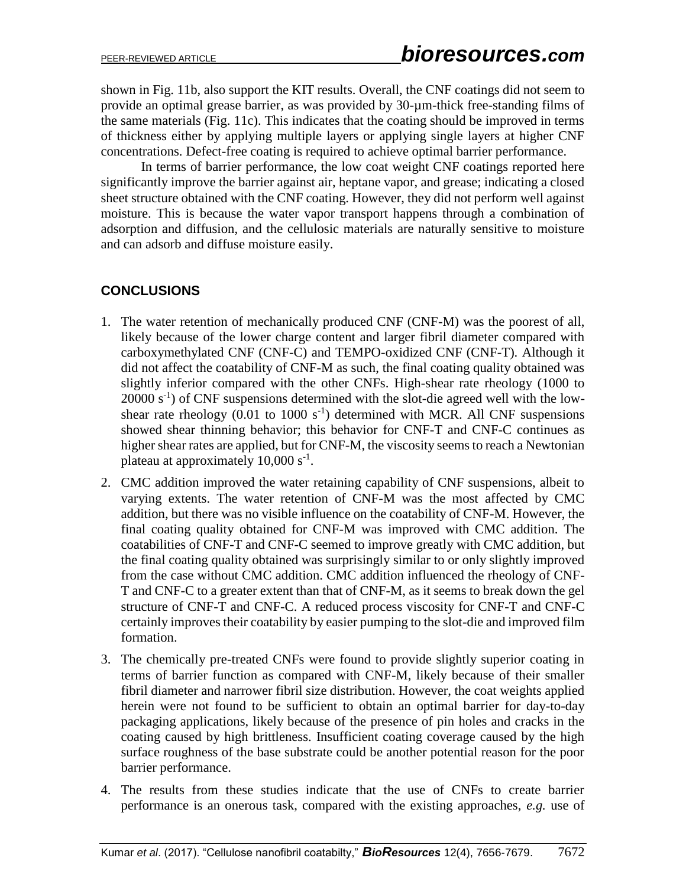shown in Fig. 11b, also support the KIT results. Overall, the CNF coatings did not seem to provide an optimal grease barrier, as was provided by 30-µm-thick free-standing films of the same materials (Fig. 11c). This indicates that the coating should be improved in terms of thickness either by applying multiple layers or applying single layers at higher CNF concentrations. Defect-free coating is required to achieve optimal barrier performance.

In terms of barrier performance, the low coat weight CNF coatings reported here significantly improve the barrier against air, heptane vapor, and grease; indicating a closed sheet structure obtained with the CNF coating. However, they did not perform well against moisture. This is because the water vapor transport happens through a combination of adsorption and diffusion, and the cellulosic materials are naturally sensitive to moisture and can adsorb and diffuse moisture easily.

## CONCLUSIONS

1. The water retention of mechanically produced CNF (CNF-M) was the poorest of all, likely because of the lower charge content and larger fibril diameter compared with carboxymethylated CNF (CNF-C) and TEMPO-oxidized CNF (CNF-T). Although it did not affect the coatability of CNF-M as such, the final coating quality obtained was slightly inferior compared with the other CNFs. High-shear rate rheology (1000 to 20000 $s^{-1}$) of CNF suspensions determined with the slot-die agreed well with the low-shear rate rheology (0.01 to 1000 $s^{-1}$) determined with MCR. All CNF suspensions showed shear thinning behavior; this behavior for CNF-T and CNF-C continues as higher shear rates are applied, but for CNF-M, the viscosity seems to reach a Newtonian plateau at approximately 10,000 $s^{-1}$.
2. CMC addition improved the water retaining capability of CNF suspensions, albeit to varying extents. The water retention of CNF-M was the most affected by CMC addition, but there was no visible influence on the coatability of CNF-M. However, the final coating quality obtained for CNF-M was improved with CMC addition. The coatabilities of CNF-T and CNF-C seemed to improve greatly with CMC addition, but the final coating quality obtained was surprisingly similar to or only slightly improved from the case without CMC addition. CMC addition influenced the rheology of CNF-T and CNF-C to a greater extent than that of CNF-M, as it seems to break down the gel structure of CNF-T and CNF-C. A reduced process viscosity for CNF-T and CNF-C certainly improves their coatability by easier pumping to the slot-die and improved film formation.
3. The chemically pre-treated CNFs were found to provide slightly superior coating in terms of barrier function as compared with CNF-M, likely because of their smaller fibril diameter and narrower fibril size distribution. However, the coat weights applied herein were not found to be sufficient to obtain an optimal barrier for day-to-day packaging applications, likely because of the presence of pin holes and cracks in the coating caused by high brittleness. Insufficient coating coverage caused by the high surface roughness of the base substrate could be another potential reason for the poor barrier performance.
4. The results from these studies indicate that the use of CNFs to create barrier performance is an onerous task, compared with the existing approaches, *e.g.* use of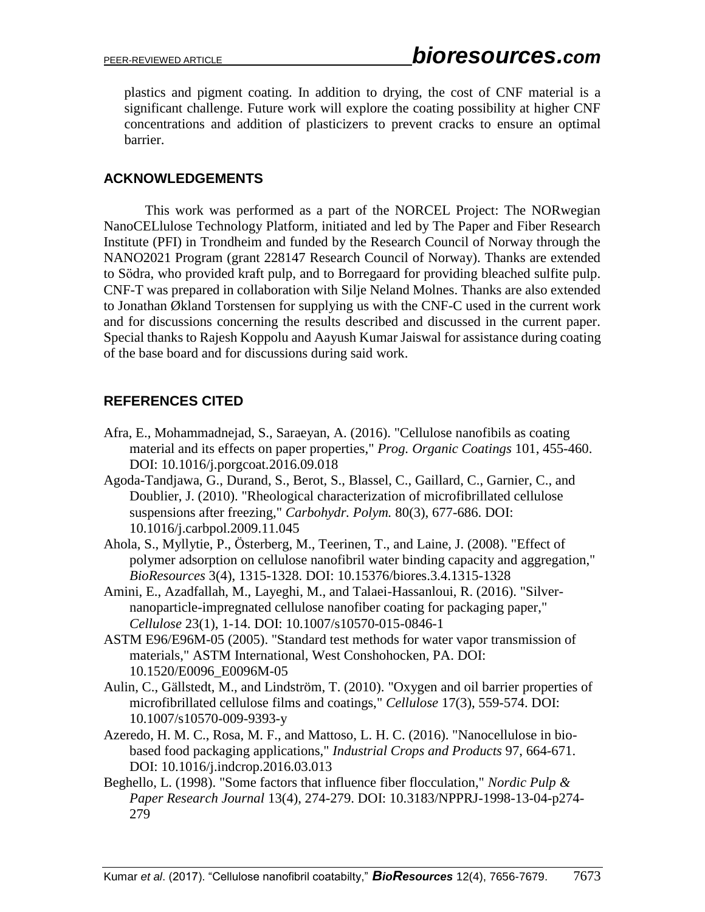plastics and pigment coating. In addition to drying, the cost of CNF material is a significant challenge. Future work will explore the coating possibility at higher CNF concentrations and addition of plasticizers to prevent cracks to ensure an optimal barrier.

## ACKNOWLEDGEMENTS

This work was performed as a part of the NORCEL Project: The NORwegian NanoCELlulose Technology Platform, initiated and led by The Paper and Fiber Research Institute (PFI) in Trondheim and funded by the Research Council of Norway through the NANO2021 Program (grant 228147 Research Council of Norway). Thanks are extended to Södra, who provided kraft pulp, and to Borregaard for providing bleached sulfite pulp. CNF-T was prepared in collaboration with Silje Neland Molnes. Thanks are also extended to Jonathan Økland Torstensen for supplying us with the CNF-C used in the current work and for discussions concerning the results described and discussed in the current paper. Special thanks to Rajesh Koppolu and Aayush Kumar Jaiswal for assistance during coating of the base board and for discussions during said work.

## REFERENCES CITED

Afra, E., Mohammadnejad, S., Saraeyan, A. (2016). "Cellulose nanofibils as coating material and its effects on paper properties," *Prog. Organic Coatings* 101, 455-460. DOI: 10.1016/j.porgcoat.2016.09.018

Agoda-Tandjawa, G., Durand, S., Berot, S., Blassel, C., Gaillard, C., Garnier, C., and Doublier, J. (2010). "Rheological characterization of microfibrillated cellulose suspensions after freezing," *Carbohydr. Polym.* 80(3), 677-686. DOI: 10.1016/j.carbpol.2009.11.045

Ahola, S., Myllytie, P., Österberg, M., Teerinen, T., and Laine, J. (2008). "Effect of polymer adsorption on cellulose nanofibril water binding capacity and aggregation," *BioResources* 3(4), 1315-1328. DOI: 10.15376/biores.3.4.1315-1328

Amini, E., Azadfallah, M., Layeghi, M., and Talaei-Hassanloui, R. (2016). "Silver-nanoparticle-impregnated cellulose nanofiber coating for packaging paper," *Cellulose* 23(1), 1-14. DOI: 10.1007/s10570-015-0846-1

ASTM E96/E96M-05 (2005). "Standard test methods for water vapor transmission of materials," ASTM International, West Conshohocken, PA. DOI: 10.1520/E0096_E0096M-05

Aulin, C., Gällstedt, M., and Lindström, T. (2010). "Oxygen and oil barrier properties of microfibrillated cellulose films and coatings," *Cellulose* 17(3), 559-574. DOI: 10.1007/s10570-009-9393-y

Azeredo, H. M. C., Rosa, M. F., and Mattoso, L. H. C. (2016). "Nanocellulose in bio-based food packaging applications," *Industrial Crops and Products* 97, 664-671. DOI: 10.1016/j.indcrop.2016.03.013

Beghello, L. (1998). "Some factors that influence fiber flocculation," *Nordic Pulp & Paper Research Journal* 13(4), 274-279. DOI: 10.3183/NPPRJ-1998-13-04-p274-279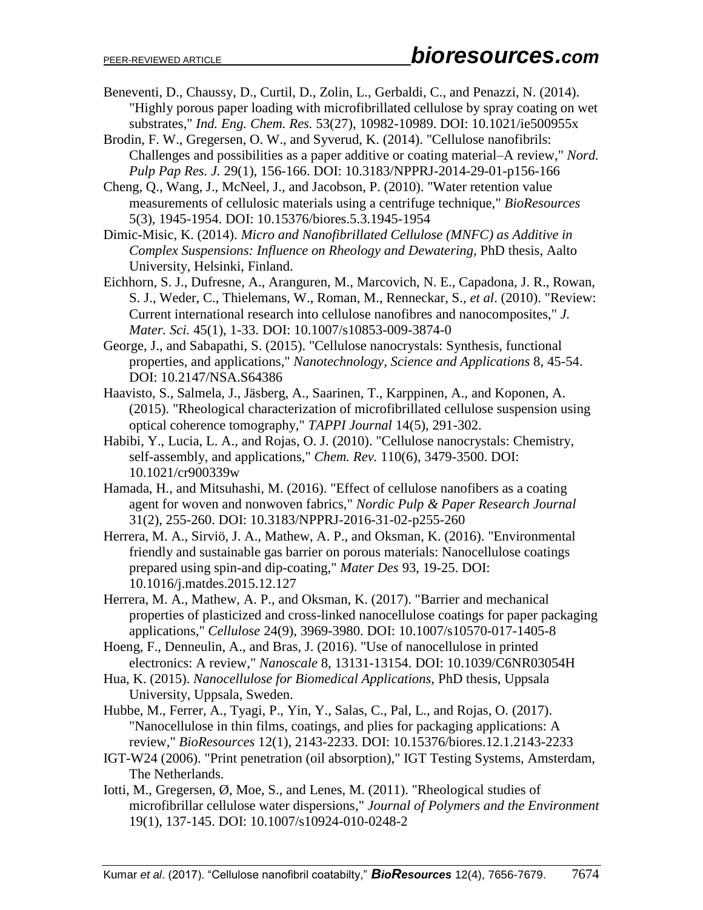Beneventi, D., Chaussy, D., Curtil, D., Zolin, L., Gerbaldi, C., and Penazzi, N. (2014). "Highly porous paper loading with microfibrillated cellulose by spray coating on wet substrates," *Ind. Eng. Chem. Res.* 53(27), 10982-10989. DOI: 10.1021/ie500955x

Brodin, F. W., Gregersen, O. W., and Syverud, K. (2014). "Cellulose nanofibrils: Challenges and possibilities as a paper additive or coating material–A review," *Nord. Pulp Pap Res. J.* 29(1), 156-166. DOI: 10.3183/NPPRJ-2014-29-01-p156-166

Cheng, Q., Wang, J., McNeel, J., and Jacobson, P. (2010). "Water retention value measurements of cellulosic materials using a centrifuge technique," *BioResources* 5(3), 1945-1954. DOI: 10.15376/biores.5.3.1945-1954

Dimic-Misic, K. (2014). *Micro and Nanofibrillated Cellulose (MNFC) as Additive in Complex Suspensions: Influence on Rheology and Dewatering,* PhD thesis, Aalto University, Helsinki, Finland.

Eichhorn, S. J., Dufresne, A., Aranguren, M., Marcovich, N. E., Capadona, J. R., Rowan, S. J., Weder, C., Thielemans, W., Roman, M., Renneckar, S., *et al*. (2010). "Review: Current international research into cellulose nanofibres and nanocomposites," *J. Mater. Sci.* 45(1), 1-33. DOI: 10.1007/s10853-009-3874-0

George, J., and Sabapathi, S. (2015). "Cellulose nanocrystals: Synthesis, functional properties, and applications," *Nanotechnology, Science and Applications* 8, 45-54. DOI: 10.2147/NSA.S64386

Haavisto, S., Salmela, J., Jäsberg, A., Saarinen, T., Karppinen, A., and Koponen, A. (2015). "Rheological characterization of microfibrillated cellulose suspension using optical coherence tomography," *TAPPI Journal* 14(5), 291-302.

Habibi, Y., Lucia, L. A., and Rojas, O. J. (2010). "Cellulose nanocrystals: Chemistry, self-assembly, and applications," *Chem. Rev.* 110(6), 3479-3500. DOI: 10.1021/cr900339w

Hamada, H., and Mitsuhashi, M. (2016). "Effect of cellulose nanofibers as a coating agent for woven and nonwoven fabrics," *Nordic Pulp & Paper Research Journal* 31(2), 255-260. DOI: 10.3183/NPPRJ-2016-31-02-p255-260

Herrera, M. A., Sirviö, J. A., Mathew, A. P., and Oksman, K. (2016). "Environmental friendly and sustainable gas barrier on porous materials: Nanocellulose coatings prepared using spin-and dip-coating," *Mater Des* 93, 19-25. DOI: 10.1016/j.matdes.2015.12.127

Herrera, M. A., Mathew, A. P., and Oksman, K. (2017). "Barrier and mechanical properties of plasticized and cross-linked nanocellulose coatings for paper packaging applications," *Cellulose* 24(9), 3969-3980. DOI: 10.1007/s10570-017-1405-8

Hoeng, F., Denneulin, A., and Bras, J. (2016). "Use of nanocellulose in printed electronics: A review," *Nanoscale* 8, 13131-13154. DOI: 10.1039/C6NR03054H

Hua, K. (2015). *Nanocellulose for Biomedical Applications,* PhD thesis, Uppsala University, Uppsala, Sweden.

Hubbe, M., Ferrer, A., Tyagi, P., Yin, Y., Salas, C., Pal, L., and Rojas, O. (2017). "Nanocellulose in thin films, coatings, and plies for packaging applications: A review," *BioResources* 12(1), 2143-2233. DOI: 10.15376/biores.12.1.2143-2233

IGT-W24 (2006). "Print penetration (oil absorption)," IGT Testing Systems, Amsterdam, The Netherlands.

Iotti, M., Gregersen, Ø, Moe, S., and Lenes, M. (2011). "Rheological studies of microfibrillar cellulose water dispersions," *Journal of Polymers and the Environment* 19(1), 137-145. DOI: 10.1007/s10924-010-0248-2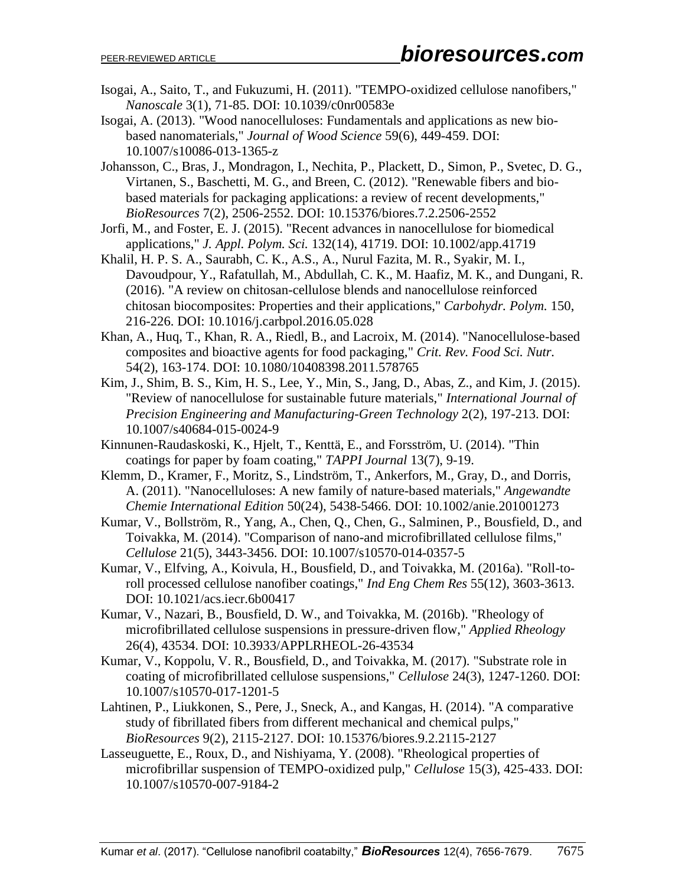Isogai, A., Saito, T., and Fukuzumi, H. (2011). "TEMPO-oxidized cellulose nanofibers," *Nanoscale* 3(1), 71-85. DOI: 10.1039/c0nr00583e

Isogai, A. (2013). "Wood nanocelluloses: Fundamentals and applications as new bio-based nanomaterials," *Journal of Wood Science* 59(6), 449-459. DOI: 10.1007/s10086-013-1365-z

Johansson, C., Bras, J., Mondragon, I., Nechita, P., Plackett, D., Simon, P., Svetec, D. G., Virtanen, S., Baschetti, M. G., and Breen, C. (2012). "Renewable fibers and bio-based materials for packaging applications: a review of recent developments," *BioResources* 7(2), 2506-2552. DOI: 10.15376/biores.7.2.2506-2552

Jorfi, M., and Foster, E. J. (2015). "Recent advances in nanocellulose for biomedical applications," *J. Appl. Polym. Sci.* 132(14), 41719. DOI: 10.1002/app.41719

Khalil, H. P. S. A., Saurabh, C. K., A.S., A., Nurul Fazita, M. R., Syakir, M. I., Davoudpour, Y., Rafatullah, M., Abdullah, C. K., M. Haafiz, M. K., and Dungani, R. (2016). "A review on chitosan-cellulose blends and nanocellulose reinforced chitosan biocomposites: Properties and their applications," *Carbohydr. Polym.* 150, 216-226. DOI: 10.1016/j.carbpol.2016.05.028

Khan, A., Huq, T., Khan, R. A., Riedl, B., and Lacroix, M. (2014). "Nanocellulose-based composites and bioactive agents for food packaging," *Crit. Rev. Food Sci. Nutr.* 54(2), 163-174. DOI: 10.1080/10408398.2011.578765

Kim, J., Shim, B. S., Kim, H. S., Lee, Y., Min, S., Jang, D., Abas, Z., and Kim, J. (2015). "Review of nanocellulose for sustainable future materials," *International Journal of Precision Engineering and Manufacturing-Green Technology* 2(2), 197-213. DOI: 10.1007/s40684-015-0024-9

Kinnunen-Raudaskoski, K., Hjelt, T., Kenttä, E., and Forsström, U. (2014). "Thin coatings for paper by foam coating," *TAPPI Journal* 13(7), 9-19.

Klemm, D., Kramer, F., Moritz, S., Lindström, T., Ankerfors, M., Gray, D., and Dorris, A. (2011). "Nanocelluloses: A new family of nature-based materials," *Angewandte Chemie International Edition* 50(24), 5438-5466. DOI: 10.1002/anie.201001273

Kumar, V., Bollström, R., Yang, A., Chen, Q., Chen, G., Salminen, P., Bousfield, D., and Toivakka, M. (2014). "Comparison of nano-and microfibrillated cellulose films," *Cellulose* 21(5), 3443-3456. DOI: 10.1007/s10570-014-0357-5

Kumar, V., Elfving, A., Koivula, H., Bousfield, D., and Toivakka, M. (2016a). "Roll-to-roll processed cellulose nanofiber coatings," *Ind Eng Chem Res* 55(12), 3603-3613. DOI: 10.1021/acs.iecr.6b00417

Kumar, V., Nazari, B., Bousfield, D. W., and Toivakka, M. (2016b). "Rheology of microfibrillated cellulose suspensions in pressure-driven flow," *Applied Rheology* 26(4), 43534. DOI: 10.3933/APPLRHEOL-26-43534

Kumar, V., Koppolu, V. R., Bousfield, D., and Toivakka, M. (2017). "Substrate role in coating of microfibrillated cellulose suspensions," *Cellulose* 24(3), 1247-1260. DOI: 10.1007/s10570-017-1201-5

Lahtinen, P., Liukkonen, S., Pere, J., Sneck, A., and Kangas, H. (2014). "A comparative study of fibrillated fibers from different mechanical and chemical pulps," *BioResources* 9(2), 2115-2127. DOI: 10.15376/biores.9.2.2115-2127

Lasseuguette, E., Roux, D., and Nishiyama, Y. (2008). "Rheological properties of microfibrillar suspension of TEMPO-oxidized pulp," *Cellulose* 15(3), 425-433. DOI: 10.1007/s10570-007-9184-2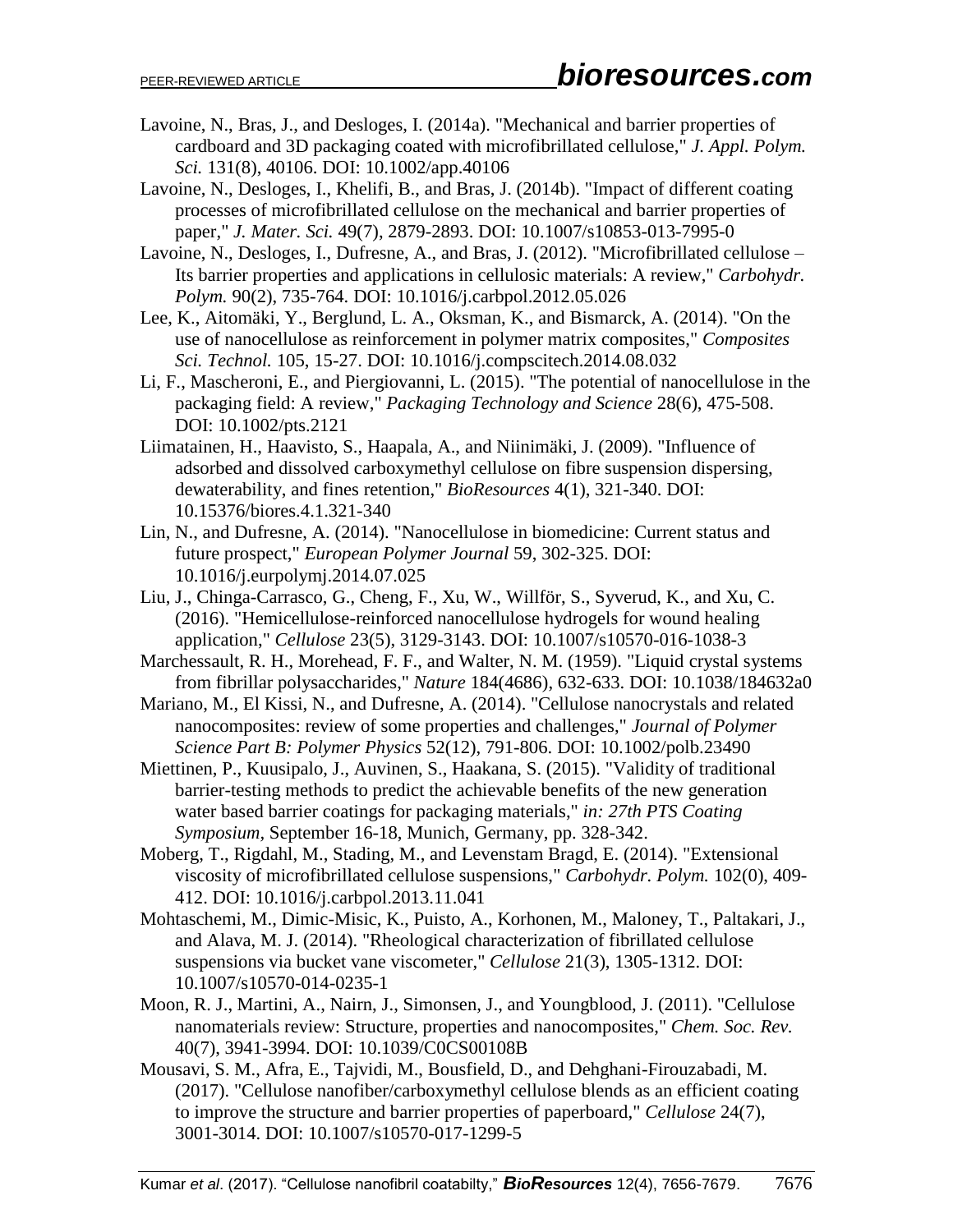Lavoine, N., Bras, J., and Desloges, I. (2014a). "Mechanical and barrier properties of cardboard and 3D packaging coated with microfibrillated cellulose," *J. Appl. Polym. Sci.* 131(8), 40106. DOI: 10.1002/app.40106

Lavoine, N., Desloges, I., Khelifi, B., and Bras, J. (2014b). "Impact of different coating processes of microfibrillated cellulose on the mechanical and barrier properties of paper," *J. Mater. Sci.* 49(7), 2879-2893. DOI: 10.1007/s10853-013-7995-0

Lavoine, N., Desloges, I., Dufresne, A., and Bras, J. (2012). "Microfibrillated cellulose – Its barrier properties and applications in cellulosic materials: A review," *Carbohydr. Polym.* 90(2), 735-764. DOI: 10.1016/j.carbpol.2012.05.026

Lee, K., Aitomäki, Y., Berglund, L. A., Oksman, K., and Bismarck, A. (2014). "On the use of nanocellulose as reinforcement in polymer matrix composites," *Composites Sci. Technol.* 105, 15-27. DOI: 10.1016/j.compscitech.2014.08.032

Li, F., Mascheroni, E., and Piergiovanni, L. (2015). "The potential of nanocellulose in the packaging field: A review," *Packaging Technology and Science* 28(6), 475-508. DOI: 10.1002/pts.2121

Liimatainen, H., Haavisto, S., Haapala, A., and Niinimäki, J. (2009). "Influence of adsorbed and dissolved carboxymethyl cellulose on fibre suspension dispersing, dewaterability, and fines retention," *BioResources* 4(1), 321-340. DOI: 10.15376/biores.4.1.321-340

Lin, N., and Dufresne, A. (2014). "Nanocellulose in biomedicine: Current status and future prospect," *European Polymer Journal* 59, 302-325. DOI: 10.1016/j.eurpolymj.2014.07.025

Liu, J., Chinga-Carrasco, G., Cheng, F., Xu, W., Willför, S., Syverud, K., and Xu, C. (2016). "Hemicellulose-reinforced nanocellulose hydrogels for wound healing application," *Cellulose* 23(5), 3129-3143. DOI: 10.1007/s10570-016-1038-3

Marchessault, R. H., Morehead, F. F., and Walter, N. M. (1959). "Liquid crystal systems from fibrillar polysaccharides," *Nature* 184(4686), 632-633. DOI: 10.1038/184632a0

Mariano, M., El Kissi, N., and Dufresne, A. (2014). "Cellulose nanocrystals and related nanocomposites: review of some properties and challenges," *Journal of Polymer Science Part B: Polymer Physics* 52(12), 791-806. DOI: 10.1002/polb.23490

Miettinen, P., Kuusipalo, J., Auvinen, S., Haakana, S. (2015). "Validity of traditional barrier-testing methods to predict the achievable benefits of the new generation water based barrier coatings for packaging materials," *in: 27th PTS Coating Symposium*, September 16-18, Munich, Germany, pp. 328-342.

Moberg, T., Rigdahl, M., Stading, M., and Levenstam Bragd, E. (2014). "Extensional viscosity of microfibrillated cellulose suspensions," *Carbohydr. Polym.* 102(0), 409-412. DOI: 10.1016/j.carbpol.2013.11.041

Mohtaschemi, M., Dimic-Misic, K., Puisto, A., Korhonen, M., Maloney, T., Paltakari, J., and Alava, M. J. (2014). "Rheological characterization of fibrillated cellulose suspensions via bucket vane viscometer," *Cellulose* 21(3), 1305-1312. DOI: 10.1007/s10570-014-0235-1

Moon, R. J., Martini, A., Nairn, J., Simonsen, J., and Youngblood, J. (2011). "Cellulose nanomaterials review: Structure, properties and nanocomposites," *Chem. Soc. Rev.* 40(7), 3941-3994. DOI: 10.1039/C0CS00108B

Mousavi, S. M., Afra, E., Tajvidi, M., Bousfield, D., and Dehghani-Firouzabadi, M. (2017). "Cellulose nanofiber/carboxymethyl cellulose blends as an efficient coating to improve the structure and barrier properties of paperboard," *Cellulose* 24(7), 3001-3014. DOI: 10.1007/s10570-017-1299-5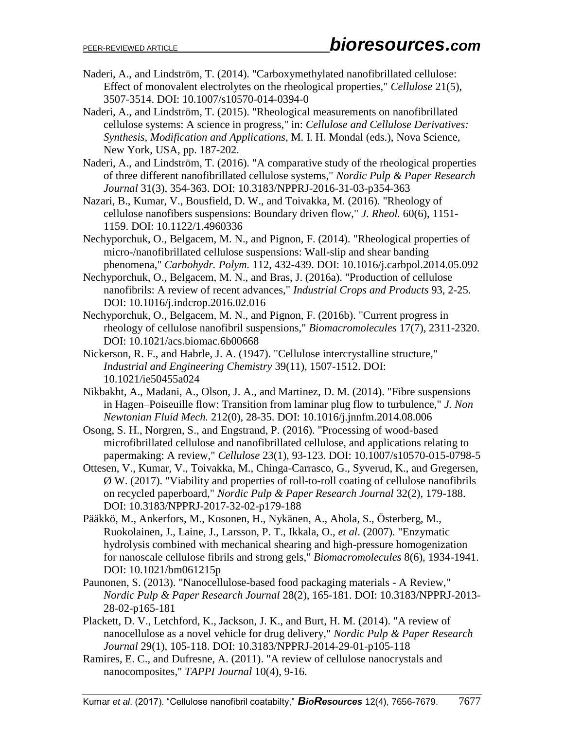Naderi, A., and Lindström, T. (2014). "Carboxymethylated nanofibrillated cellulose: Effect of monovalent electrolytes on the rheological properties," *Cellulose* 21(5), 3507-3514. DOI: 10.1007/s10570-014-0394-0

Naderi, A., and Lindström, T. (2015). "Rheological measurements on nanofibrillated cellulose systems: A science in progress," in: *Cellulose and Cellulose Derivatives: Synthesis, Modification and Applications*, M. I. H. Mondal (eds.), Nova Science, New York, USA, pp. 187-202.

Naderi, A., and Lindström, T. (2016). "A comparative study of the rheological properties of three different nanofibrillated cellulose systems," *Nordic Pulp & Paper Research Journal* 31(3), 354-363. DOI: 10.3183/NPPRJ-2016-31-03-p354-363

Nazari, B., Kumar, V., Bousfield, D. W., and Toivakka, M. (2016). "Rheology of cellulose nanofibers suspensions: Boundary driven flow," *J. Rheol.* 60(6), 1151-1159. DOI: 10.1122/1.4960336

Nechyporchuk, O., Belgacem, M. N., and Pignon, F. (2014). "Rheological properties of micro-/nanofibrillated cellulose suspensions: Wall-slip and shear banding phenomena," *Carbohydr. Polym.* 112, 432-439. DOI: 10.1016/j.carbpol.2014.05.092

Nechyporchuk, O., Belgacem, M. N., and Bras, J. (2016a). "Production of cellulose nanofibrils: A review of recent advances," *Industrial Crops and Products* 93, 2-25. DOI: 10.1016/j.indcrop.2016.02.016

Nechyporchuk, O., Belgacem, M. N., and Pignon, F. (2016b). "Current progress in rheology of cellulose nanofibril suspensions," *Biomacromolecules* 17(7), 2311-2320. DOI: 10.1021/acs.biomac.6b00668

Nickerson, R. F., and Habrle, J. A. (1947). "Cellulose intercrystalline structure," *Industrial and Engineering Chemistry* 39(11), 1507-1512. DOI: 10.1021/ie50455a024

Nikbakht, A., Madani, A., Olson, J. A., and Martinez, D. M. (2014). "Fibre suspensions in Hagen–Poiseuille flow: Transition from laminar plug flow to turbulence," *J. Non Newtonian Fluid Mech.* 212(0), 28-35. DOI: 10.1016/j.jnnfm.2014.08.006

Osong, S. H., Norgren, S., and Engstrand, P. (2016). "Processing of wood-based microfibrillated cellulose and nanofibrillated cellulose, and applications relating to papermaking: A review," *Cellulose* 23(1), 93-123. DOI: 10.1007/s10570-015-0798-5

Ottesen, V., Kumar, V., Toivakka, M., Chinga-Carrasco, G., Syverud, K., and Gregersen, Ø W. (2017). "Viability and properties of roll-to-roll coating of cellulose nanofibrils on recycled paperboard," *Nordic Pulp & Paper Research Journal* 32(2), 179-188. DOI: 10.3183/NPPRJ-2017-32-02-p179-188

Pääkkö, M., Ankerfors, M., Kosonen, H., Nykänen, A., Ahola, S., Österberg, M., Ruokolainen, J., Laine, J., Larsson, P. T., Ikkala, O., *et al*. (2007). "Enzymatic hydrolysis combined with mechanical shearing and high-pressure homogenization for nanoscale cellulose fibrils and strong gels," *Biomacromolecules* 8(6), 1934-1941. DOI: 10.1021/bm061215p

Paunonen, S. (2013). "Nanocellulose-based food packaging materials - A Review," *Nordic Pulp & Paper Research Journal* 28(2), 165-181. DOI: 10.3183/NPPRJ-2013-28-02-p165-181

Plackett, D. V., Letchford, K., Jackson, J. K., and Burt, H. M. (2014). "A review of nanocellulose as a novel vehicle for drug delivery," *Nordic Pulp & Paper Research Journal* 29(1), 105-118. DOI: 10.3183/NPPRJ-2014-29-01-p105-118

Ramires, E. C., and Dufresne, A. (2011). "A review of cellulose nanocrystals and nanocomposites," *TAPPI Journal* 10(4), 9-16.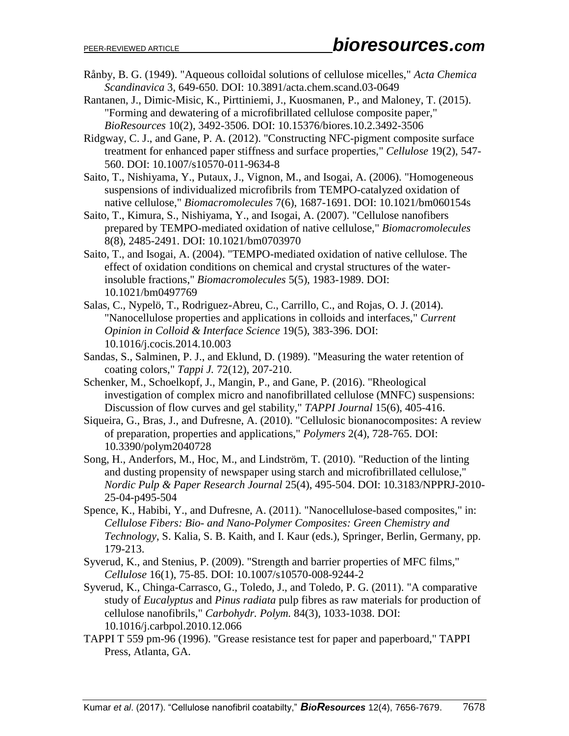Rånby, B. G. (1949). "Aqueous colloidal solutions of cellulose micelles," *Acta Chemica Scandinavica* 3, 649-650. DOI: 10.3891/acta.chem.scand.03-0649

Rantanen, J., Dimic-Misic, K., Pirttiniemi, J., Kuosmanen, P., and Maloney, T. (2015). "Forming and dewatering of a microfibrillated cellulose composite paper," *BioResources* 10(2), 3492-3506. DOI: 10.15376/biores.10.2.3492-3506

Ridgway, C. J., and Gane, P. A. (2012). "Constructing NFC-pigment composite surface treatment for enhanced paper stiffness and surface properties," *Cellulose* 19(2), 547-560. DOI: 10.1007/s10570-011-9634-8

Saito, T., Nishiyama, Y., Putaux, J., Vignon, M., and Isogai, A. (2006). "Homogeneous suspensions of individualized microfibrils from TEMPO-catalyzed oxidation of native cellulose," *Biomacromolecules* 7(6), 1687-1691. DOI: 10.1021/bm060154s

Saito, T., Kimura, S., Nishiyama, Y., and Isogai, A. (2007). "Cellulose nanofibers prepared by TEMPO-mediated oxidation of native cellulose," *Biomacromolecules* 8(8), 2485-2491. DOI: 10.1021/bm0703970

Saito, T., and Isogai, A. (2004). "TEMPO-mediated oxidation of native cellulose. The effect of oxidation conditions on chemical and crystal structures of the water-insoluble fractions," *Biomacromolecules* 5(5), 1983-1989. DOI: 10.1021/bm0497769

Salas, C., Nypelö, T., Rodriguez-Abreu, C., Carrillo, C., and Rojas, O. J. (2014). "Nanocellulose properties and applications in colloids and interfaces," *Current Opinion in Colloid & Interface Science* 19(5), 383-396. DOI: 10.1016/j.cocis.2014.10.003

Sandas, S., Salminen, P. J., and Eklund, D. (1989). "Measuring the water retention of coating colors," *Tappi J.* 72(12), 207-210.

Schenker, M., Schoelkopf, J., Mangin, P., and Gane, P. (2016). "Rheological investigation of complex micro and nanofibrillated cellulose (MNFC) suspensions: Discussion of flow curves and gel stability," *TAPPI Journal* 15(6), 405-416.

Siqueira, G., Bras, J., and Dufresne, A. (2010). "Cellulosic bionanocomposites: A review of preparation, properties and applications," *Polymers* 2(4), 728-765. DOI: 10.3390/polym2040728

Song, H., Anderfors, M., Hoc, M., and Lindström, T. (2010). "Reduction of the linting and dusting propensity of newspaper using starch and microfibrillated cellulose," *Nordic Pulp & Paper Research Journal* 25(4), 495-504. DOI: 10.3183/NPPRJ-2010-25-04-p495-504

Spence, K., Habibi, Y., and Dufresne, A. (2011). "Nanocellulose-based composites," in: *Cellulose Fibers: Bio- and Nano-Polymer Composites: Green Chemistry and Technology*, S. Kalia, S. B. Kaith, and I. Kaur (eds.), Springer, Berlin, Germany, pp. 179-213.

Syverud, K., and Stenius, P. (2009). "Strength and barrier properties of MFC films," *Cellulose* 16(1), 75-85. DOI: 10.1007/s10570-008-9244-2

Syverud, K., Chinga-Carrasco, G., Toledo, J., and Toledo, P. G. (2011). "A comparative study of *Eucalyptus* and *Pinus radiata* pulp fibres as raw materials for production of cellulose nanofibrils," *Carbohydr. Polym.* 84(3), 1033-1038. DOI: 10.1016/j.carbpol.2010.12.066

TAPPI T 559 pm-96 (1996). "Grease resistance test for paper and paperboard," TAPPI Press, Atlanta, GA.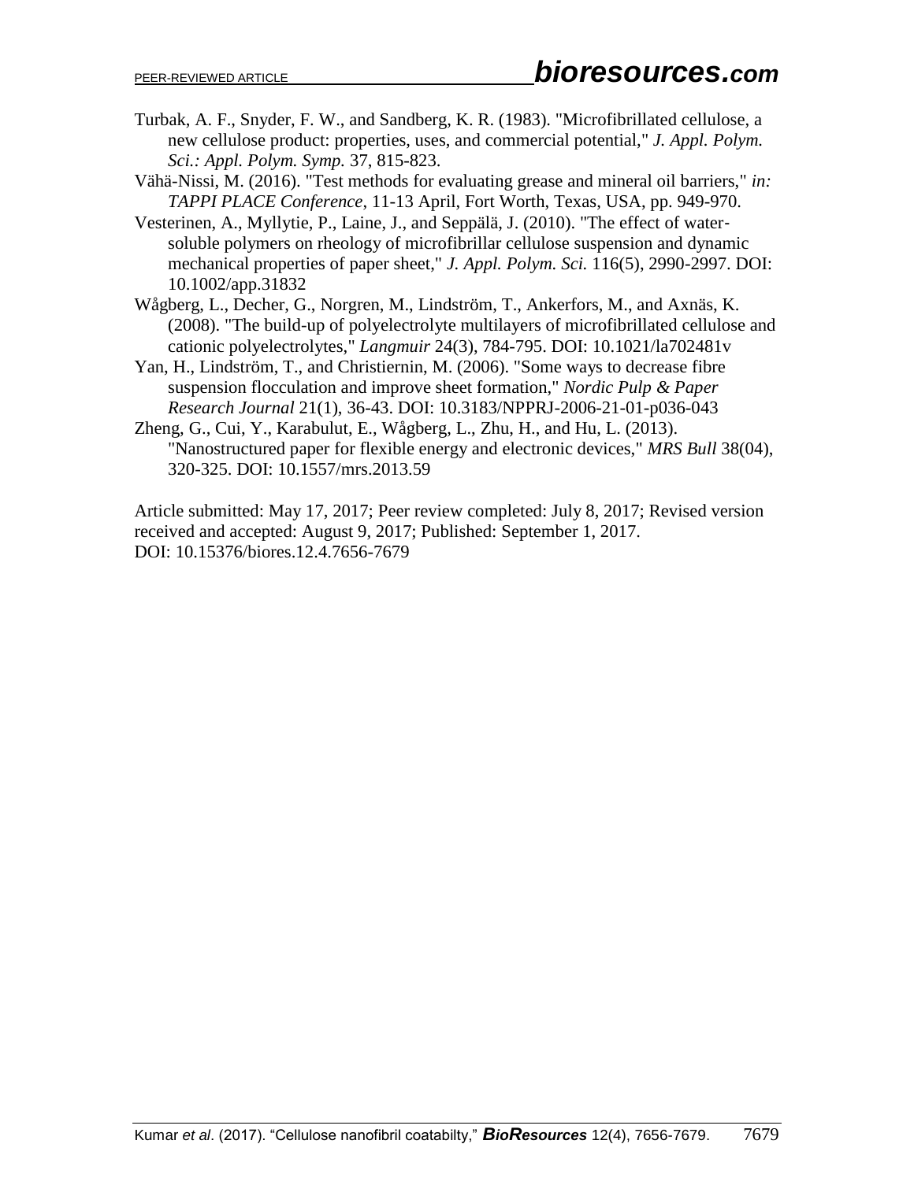Turbak, A. F., Snyder, F. W., and Sandberg, K. R. (1983). "Microfibrillated cellulose, a new cellulose product: properties, uses, and commercial potential," *J. Appl. Polym. Sci.: Appl. Polym. Symp.* 37, 815-823.

Vähä-Nissi, M. (2016). "Test methods for evaluating grease and mineral oil barriers," *in: TAPPI PLACE Conference*, 11-13 April, Fort Worth, Texas, USA, pp. 949-970.

Vesterinen, A., Myllytie, P., Laine, J., and Seppälä, J. (2010). "The effect of water-soluble polymers on rheology of microfibrillar cellulose suspension and dynamic mechanical properties of paper sheet," *J. Appl. Polym. Sci.* 116(5), 2990-2997. DOI: 10.1002/app.31832

Wågberg, L., Decher, G., Norgren, M., Lindström, T., Ankerfors, M., and Axnäs, K. (2008). "The build-up of polyelectrolyte multilayers of microfibrillated cellulose and cationic polyelectrolytes," *Langmuir* 24(3), 784-795. DOI: 10.1021/la702481v

Yan, H., Lindström, T., and Christiernin, M. (2006). "Some ways to decrease fibre suspension flocculation and improve sheet formation," *Nordic Pulp & Paper Research Journal* 21(1), 36-43. DOI: 10.3183/NPPRJ-2006-21-01-p036-043

Zheng, G., Cui, Y., Karabulut, E., Wågberg, L., Zhu, H., and Hu, L. (2013). "Nanostructured paper for flexible energy and electronic devices," *MRS Bull* 38(04), 320-325. DOI: 10.1557/mrs.2013.59

Article submitted: May 17, 2017; Peer review completed: July 8, 2017; Revised version received and accepted: August 9, 2017; Published: September 1, 2017.
DOI: 10.15376/biores.12.4.7656-7679